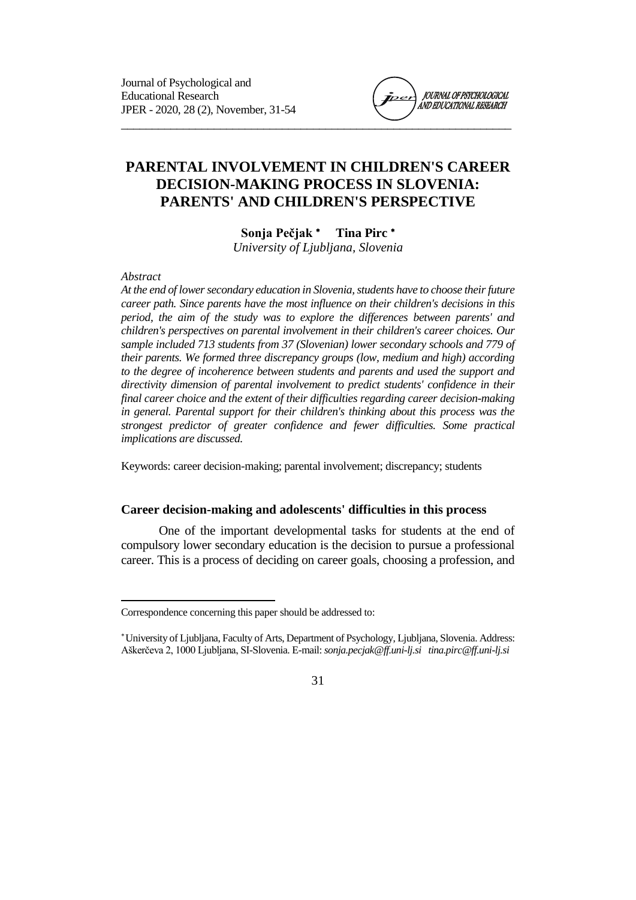# PARENTAL INVOLVEMENT IN CHILDREN'S CAREER DECISION-MAKING PROCESS IN SLOVENIA: PARENTS' AND CHILDREN'S PERSPECTIVE

**Sonja Pečjak** * **Tina Pirc** *

*University of Ljubljana, Slovenia*

*Abstract*

*At the end of lower secondary education in Slovenia, students have to choose their future career path. Since parents have the most influence on their children's decisions in this period, the aim of the study was to explore the differences between parents' and children's perspectives on parental involvement in their children's career choices. Our sample included 713 students from 37 (Slovenian) lower secondary schools and 779 of their parents. We formed three discrepancy groups (low, medium and high) according to the degree of incoherence between students and parents and used the support and directivity dimension of parental involvement to predict students' confidence in their final career choice and the extent of their difficulties regarding career decision-making in general. Parental support for their children's thinking about this process was the strongest predictor of greater confidence and fewer difficulties. Some practical implications are discussed.*

Keywords: career decision-making; parental involvement; discrepancy; students

## Career decision-making and adolescents' difficulties in this process

One of the important developmental tasks for students at the end of compulsory lower secondary education is the decision to pursue a professional career. This is a process of deciding on career goals, choosing a profession, and

---

Correspondence concerning this paper should be addressed to:

* University of Ljubljana, Faculty of Arts, Department of Psychology, Ljubljana, Slovenia. Address: Aškerčeva 2, 1000 Ljubljana, SI-Slovenia. E-mail: *sonja.pecjak@ff.uni-lj.si* *tina.pirc@ff.uni-lj.si*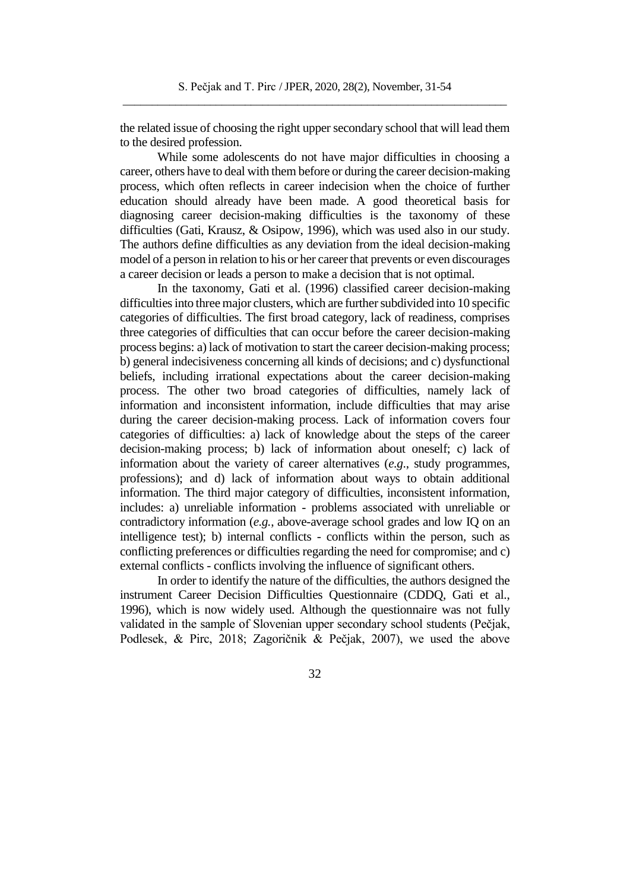the related issue of choosing the right upper secondary school that will lead them to the desired profession.

While some adolescents do not have major difficulties in choosing a career, others have to deal with them before or during the career decision-making process, which often reflects in career indecision when the choice of further education should already have been made. A good theoretical basis for diagnosing career decision-making difficulties is the taxonomy of these difficulties (Gati, Krausz, & Osipow, 1996), which was used also in our study. The authors define difficulties as any deviation from the ideal decision-making model of a person in relation to his or her career that prevents or even discourages a career decision or leads a person to make a decision that is not optimal.

In the taxonomy, Gati et al. (1996) classified career decision-making difficulties into three major clusters, which are further subdivided into 10 specific categories of difficulties. The first broad category, lack of readiness, comprises three categories of difficulties that can occur before the career decision-making process begins: a) lack of motivation to start the career decision-making process; b) general indecisiveness concerning all kinds of decisions; and c) dysfunctional beliefs, including irrational expectations about the career decision-making process. The other two broad categories of difficulties, namely lack of information and inconsistent information, include difficulties that may arise during the career decision-making process. Lack of information covers four categories of difficulties: a) lack of knowledge about the steps of the career decision-making process; b) lack of information about oneself; c) lack of information about the variety of career alternatives (*e.g.*, study programmes, professions); and d) lack of information about ways to obtain additional information. The third major category of difficulties, inconsistent information, includes: a) unreliable information - problems associated with unreliable or contradictory information (*e.g.*, above-average school grades and low IQ on an intelligence test); b) internal conflicts - conflicts within the person, such as conflicting preferences or difficulties regarding the need for compromise; and c) external conflicts - conflicts involving the influence of significant others.

In order to identify the nature of the difficulties, the authors designed the instrument Career Decision Difficulties Questionnaire (CDDQ, Gati et al., 1996), which is now widely used. Although the questionnaire was not fully validated in the sample of Slovenian upper secondary school students (Pečjak, Podlesek, & Pirc, 2018; Zagoričnik & Pečjak, 2007), we used the above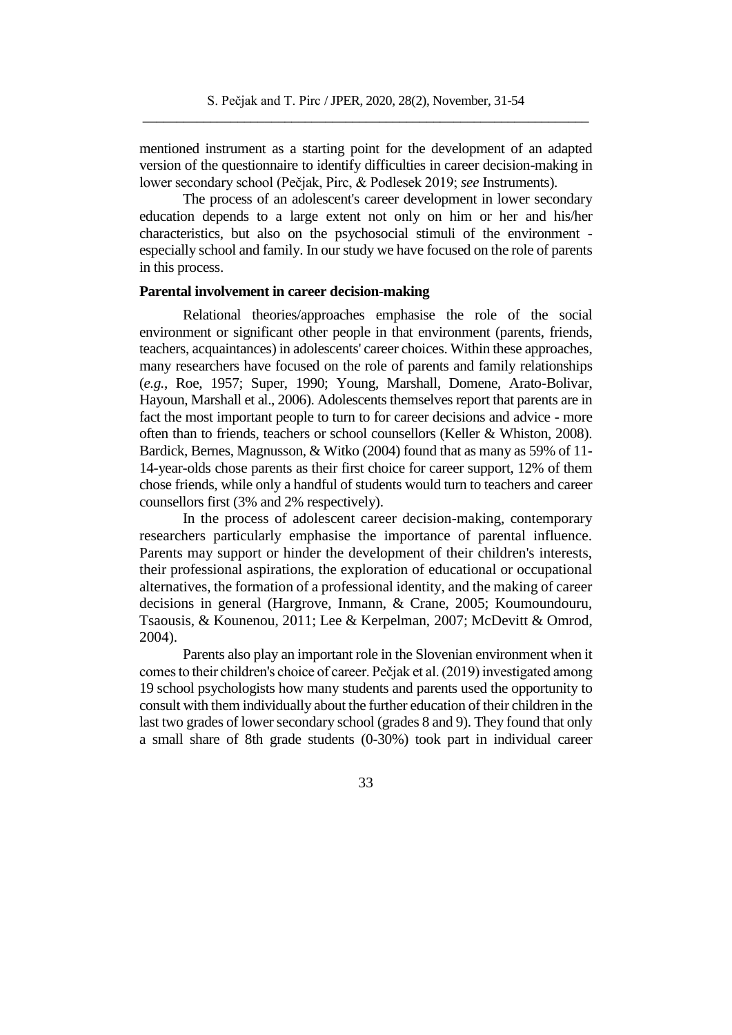mentioned instrument as a starting point for the development of an adapted version of the questionnaire to identify difficulties in career decision-making in lower secondary school (Pečjak, Pirc, & Podlesek 2019; *see* Instruments).

The process of an adolescent's career development in lower secondary education depends to a large extent not only on him or her and his/her characteristics, but also on the psychosocial stimuli of the environment - especially school and family. In our study we have focused on the role of parents in this process.

**Parental involvement in career decision-making**

Relational theories/approaches emphasise the role of the social environment or significant other people in that environment (parents, friends, teachers, acquaintances) in adolescents' career choices. Within these approaches, many researchers have focused on the role of parents and family relationships (*e.g.*, Roe, 1957; Super, 1990; Young, Marshall, Domene, Arato-Bolivar, Hayoun, Marshall et al., 2006). Adolescents themselves report that parents are in fact the most important people to turn to for career decisions and advice - more often than to friends, teachers or school counsellors (Keller & Whiston, 2008). Bardick, Bernes, Magnusson, & Witko (2004) found that as many as 59% of 11-14-year-olds chose parents as their first choice for career support, 12% of them chose friends, while only a handful of students would turn to teachers and career counsellors first (3% and 2% respectively).

In the process of adolescent career decision-making, contemporary researchers particularly emphasise the importance of parental influence. Parents may support or hinder the development of their children's interests, their professional aspirations, the exploration of educational or occupational alternatives, the formation of a professional identity, and the making of career decisions in general (Hargrove, Inmann, & Crane, 2005; Koumoundouru, Tsaousis, & Kounenou, 2011; Lee & Kerpelman, 2007; McDevitt & Omrod, 2004).

Parents also play an important role in the Slovenian environment when it comes to their children's choice of career. Pečjak et al. (2019) investigated among 19 school psychologists how many students and parents used the opportunity to consult with them individually about the further education of their children in the last two grades of lower secondary school (grades 8 and 9). They found that only a small share of 8th grade students (0-30%) took part in individual career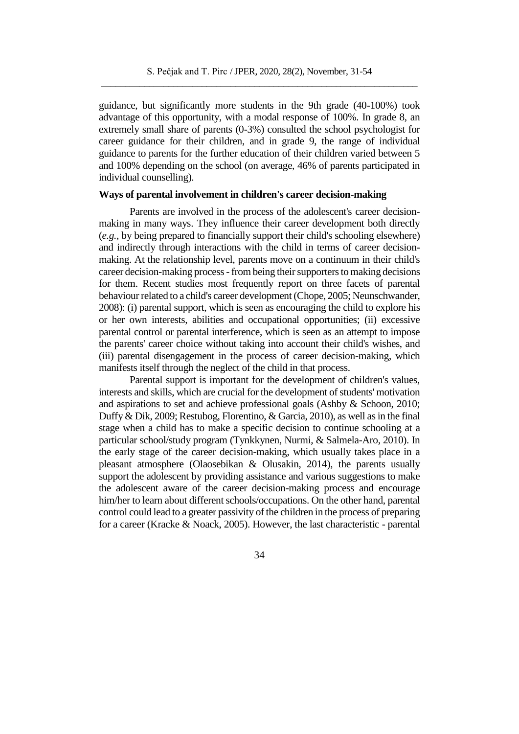guidance, but significantly more students in the 9th grade (40-100%) took advantage of this opportunity, with a modal response of 100%. In grade 8, an extremely small share of parents (0-3%) consulted the school psychologist for career guidance for their children, and in grade 9, the range of individual guidance to parents for the further education of their children varied between 5 and 100% depending on the school (on average, 46% of parents participated in individual counselling).

**Ways of parental involvement in children's career decision-making**

Parents are involved in the process of the adolescent's career decision-making in many ways. They influence their career development both directly (*e.g.*, by being prepared to financially support their child's schooling elsewhere) and indirectly through interactions with the child in terms of career decision-making. At the relationship level, parents move on a continuum in their child's career decision-making process - from being their supporters to making decisions for them. Recent studies most frequently report on three facets of parental behaviour related to a child's career development (Chope, 2005; Neunschwander, 2008): (i) parental support, which is seen as encouraging the child to explore his or her own interests, abilities and occupational opportunities; (ii) excessive parental control or parental interference, which is seen as an attempt to impose the parents' career choice without taking into account their child's wishes, and (iii) parental disengagement in the process of career decision-making, which manifests itself through the neglect of the child in that process.

Parental support is important for the development of children's values, interests and skills, which are crucial for the development of students' motivation and aspirations to set and achieve professional goals (Ashby & Schoon, 2010; Duffy & Dik, 2009; Restubog, Florentino, & Garcia, 2010), as well as in the final stage when a child has to make a specific decision to continue schooling at a particular school/study program (Tynkkynen, Nurmi, & Salmela-Aro, 2010). In the early stage of the career decision-making, which usually takes place in a pleasant atmosphere (Olaosebikan & Olusakin, 2014), the parents usually support the adolescent by providing assistance and various suggestions to make the adolescent aware of the career decision-making process and encourage him/her to learn about different schools/occupations. On the other hand, parental control could lead to a greater passivity of the children in the process of preparing for a career (Kracke & Noack, 2005). However, the last characteristic - parental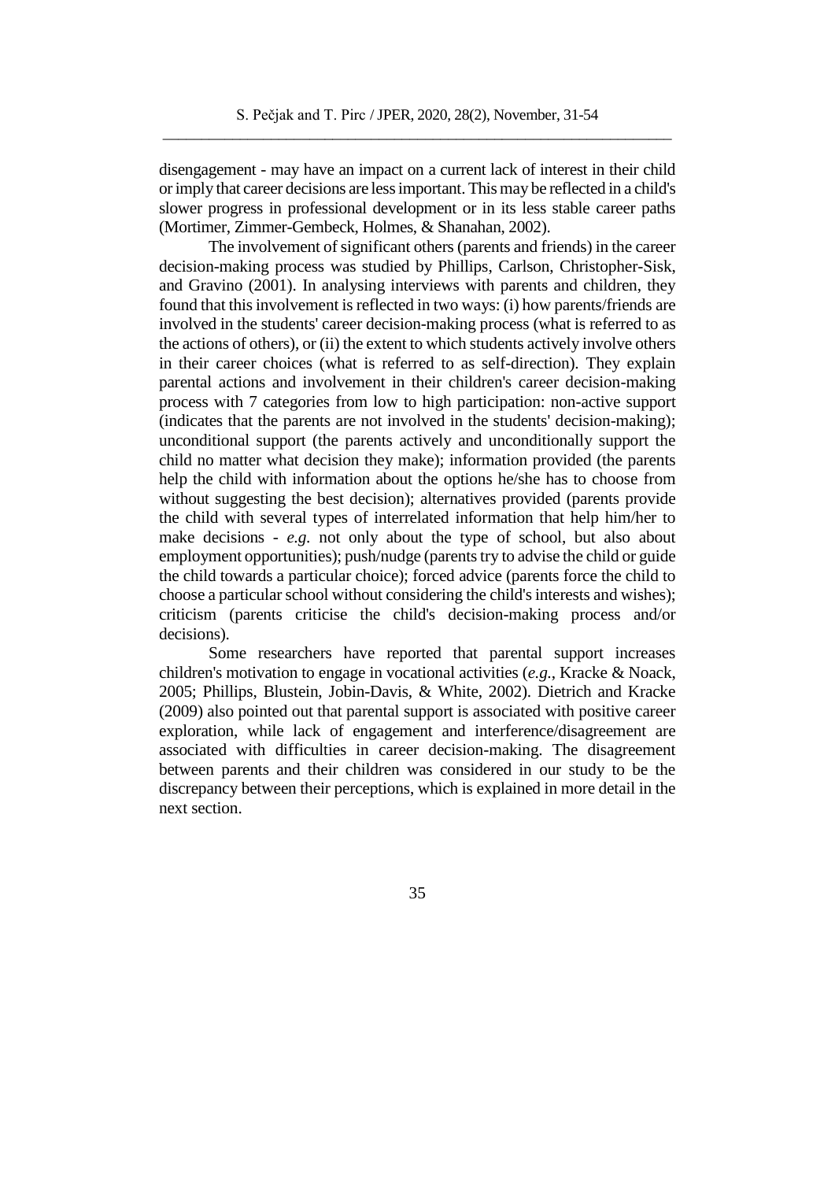disengagement - may have an impact on a current lack of interest in their child or imply that career decisions are less important. This may be reflected in a child's slower progress in professional development or in its less stable career paths (Mortimer, Zimmer-Gembeck, Holmes, & Shanahan, 2002).

The involvement of significant others (parents and friends) in the career decision-making process was studied by Phillips, Carlson, Christopher-Sisk, and Gravino (2001). In analysing interviews with parents and children, they found that this involvement is reflected in two ways: (i) how parents/friends are involved in the students' career decision-making process (what is referred to as the actions of others), or (ii) the extent to which students actively involve others in their career choices (what is referred to as self-direction). They explain parental actions and involvement in their children's career decision-making process with 7 categories from low to high participation: non-active support (indicates that the parents are not involved in the students' decision-making); unconditional support (the parents actively and unconditionally support the child no matter what decision they make); information provided (the parents help the child with information about the options he/she has to choose from without suggesting the best decision); alternatives provided (parents provide the child with several types of interrelated information that help him/her to make decisions - *e.g.* not only about the type of school, but also about employment opportunities); push/nudge (parents try to advise the child or guide the child towards a particular choice); forced advice (parents force the child to choose a particular school without considering the child's interests and wishes); criticism (parents criticise the child's decision-making process and/or decisions).

Some researchers have reported that parental support increases children's motivation to engage in vocational activities (*e.g.*, Kracke & Noack, 2005; Phillips, Blustein, Jobin-Davis, & White, 2002). Dietrich and Kracke (2009) also pointed out that parental support is associated with positive career exploration, while lack of engagement and interference/disagreement are associated with difficulties in career decision-making. The disagreement between parents and their children was considered in our study to be the discrepancy between their perceptions, which is explained in more detail in the next section.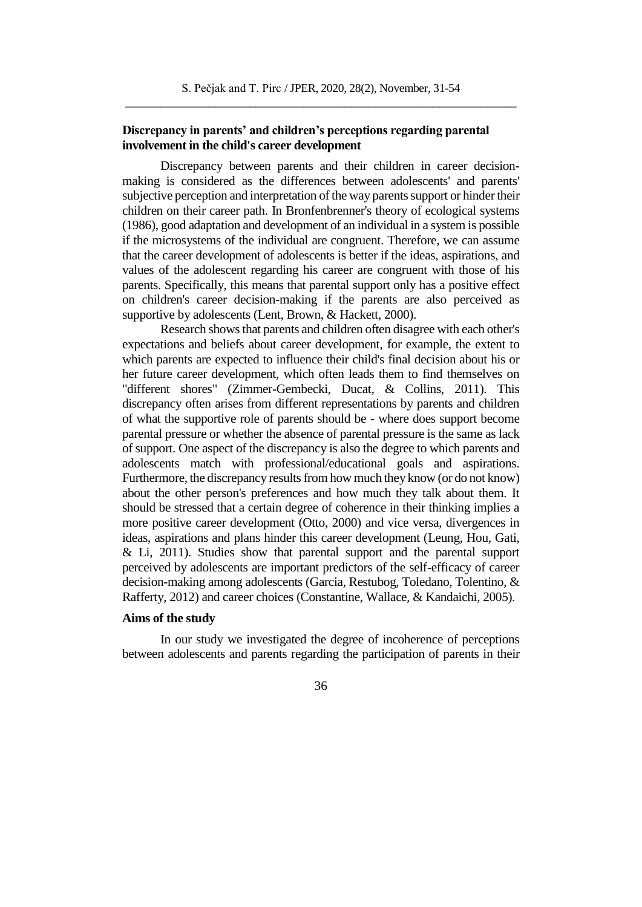## Discrepancy in parents' and children's perceptions regarding parental involvement in the child's career development

Discrepancy between parents and their children in career decision-making is considered as the differences between adolescents' and parents' subjective perception and interpretation of the way parents support or hinder their children on their career path. In Bronfenbrenner's theory of ecological systems (1986), good adaptation and development of an individual in a system is possible if the microsystems of the individual are congruent. Therefore, we can assume that the career development of adolescents is better if the ideas, aspirations, and values of the adolescent regarding his career are congruent with those of his parents. Specifically, this means that parental support only has a positive effect on children's career decision-making if the parents are also perceived as supportive by adolescents (Lent, Brown, & Hackett, 2000).

Research shows that parents and children often disagree with each other's expectations and beliefs about career development, for example, the extent to which parents are expected to influence their child's final decision about his or her future career development, which often leads them to find themselves on "different shores" (Zimmer-Gembecki, Ducat, & Collins, 2011). This discrepancy often arises from different representations by parents and children of what the supportive role of parents should be - where does support become parental pressure or whether the absence of parental pressure is the same as lack of support. One aspect of the discrepancy is also the degree to which parents and adolescents match with professional/educational goals and aspirations. Furthermore, the discrepancy results from how much they know (or do not know) about the other person's preferences and how much they talk about them. It should be stressed that a certain degree of coherence in their thinking implies a more positive career development (Otto, 2000) and vice versa, divergences in ideas, aspirations and plans hinder this career development (Leung, Hou, Gati, & Li, 2011). Studies show that parental support and the parental support perceived by adolescents are important predictors of the self-efficacy of career decision-making among adolescents (Garcia, Restubog, Toledano, Tolentino, & Rafferty, 2012) and career choices (Constantine, Wallace, & Kandaichi, 2005).

## Aims of the study

In our study we investigated the degree of incoherence of perceptions between adolescents and parents regarding the participation of parents in their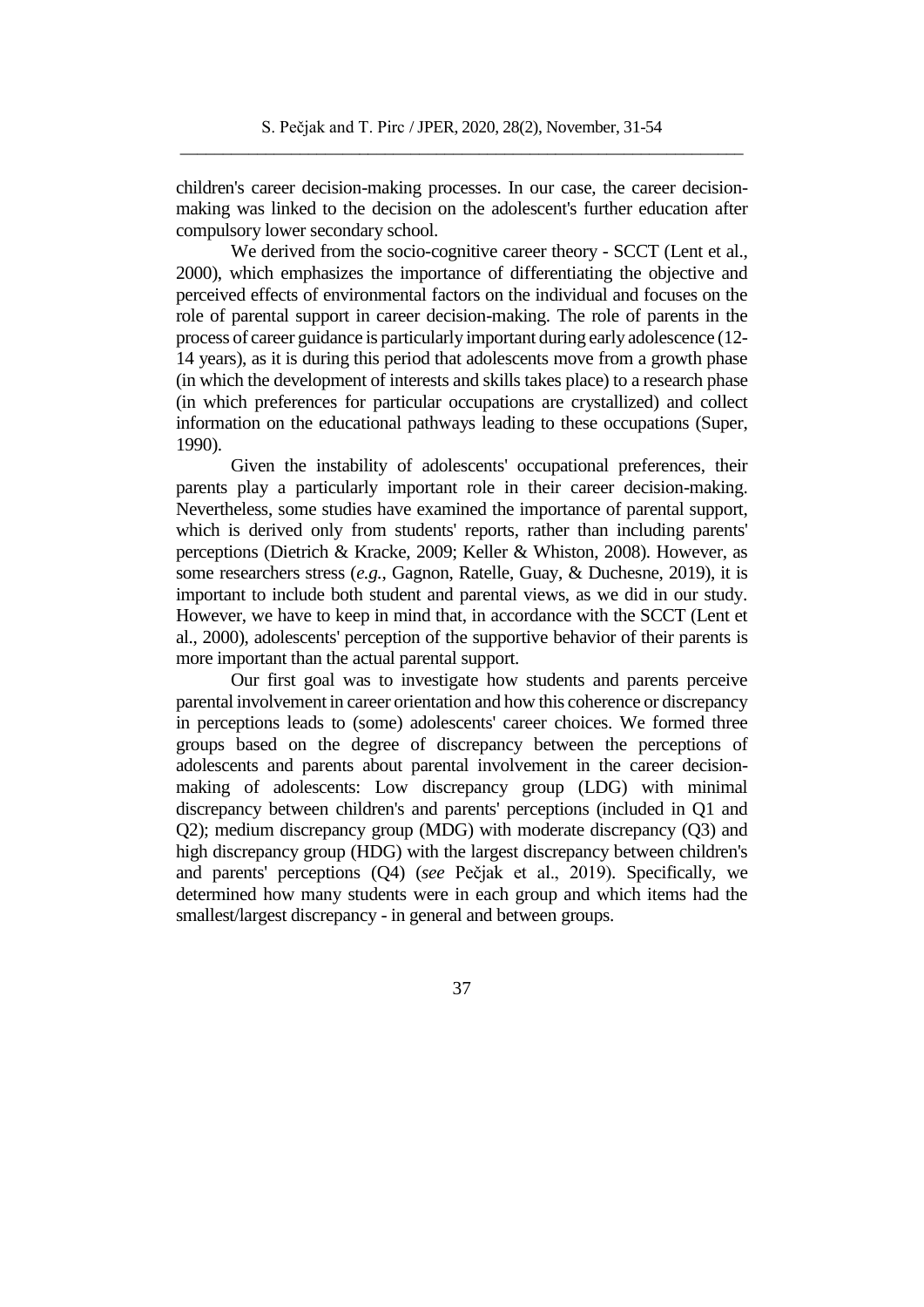children's career decision-making processes. In our case, the career decision-making was linked to the decision on the adolescent's further education after compulsory lower secondary school.

We derived from the socio-cognitive career theory - SCCT (Lent et al., 2000), which emphasizes the importance of differentiating the objective and perceived effects of environmental factors on the individual and focuses on the role of parental support in career decision-making. The role of parents in the process of career guidance is particularly important during early adolescence (12-14 years), as it is during this period that adolescents move from a growth phase (in which the development of interests and skills takes place) to a research phase (in which preferences for particular occupations are crystallized) and collect information on the educational pathways leading to these occupations (Super, 1990).

Given the instability of adolescents' occupational preferences, their parents play a particularly important role in their career decision-making. Nevertheless, some studies have examined the importance of parental support, which is derived only from students' reports, rather than including parents' perceptions (Dietrich & Kracke, 2009; Keller & Whiston, 2008). However, as some researchers stress (*e.g.*, Gagnon, Ratelle, Guay, & Duchesne, 2019), it is important to include both student and parental views, as we did in our study. However, we have to keep in mind that, in accordance with the SCCT (Lent et al., 2000), adolescents' perception of the supportive behavior of their parents is more important than the actual parental support.

Our first goal was to investigate how students and parents perceive parental involvement in career orientation and how this coherence or discrepancy in perceptions leads to (some) adolescents' career choices. We formed three groups based on the degree of discrepancy between the perceptions of adolescents and parents about parental involvement in the career decision-making of adolescents: Low discrepancy group (LDG) with minimal discrepancy between children's and parents' perceptions (included in Q1 and Q2); medium discrepancy group (MDG) with moderate discrepancy (Q3) and high discrepancy group (HDG) with the largest discrepancy between children's and parents' perceptions (Q4) (*see* Pečjak et al., 2019). Specifically, we determined how many students were in each group and which items had the smallest/largest discrepancy - in general and between groups.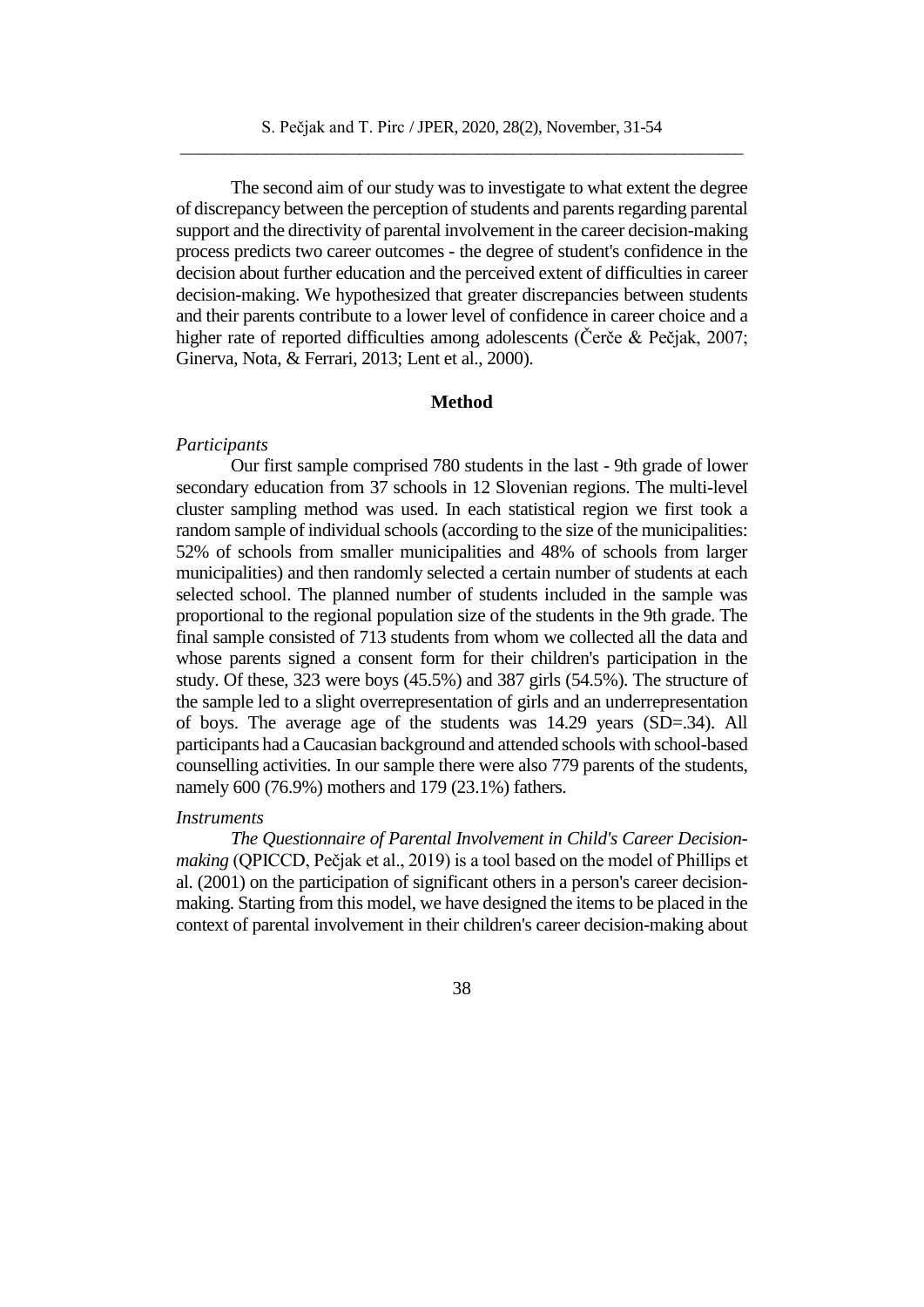The second aim of our study was to investigate to what extent the degree of discrepancy between the perception of students and parents regarding parental support and the directivity of parental involvement in the career decision-making process predicts two career outcomes - the degree of student's confidence in the decision about further education and the perceived extent of difficulties in career decision-making. We hypothesized that greater discrepancies between students and their parents contribute to a lower level of confidence in career choice and a higher rate of reported difficulties among adolescents (Čerče & Pečjak, 2007; Ginerva, Nota, & Ferrari, 2013; Lent et al., 2000).

## Method

### *Participants*

Our first sample comprised 780 students in the last - 9th grade of lower secondary education from 37 schools in 12 Slovenian regions. The multi-level cluster sampling method was used. In each statistical region we first took a random sample of individual schools (according to the size of the municipalities: 52% of schools from smaller municipalities and 48% of schools from larger municipalities) and then randomly selected a certain number of students at each selected school. The planned number of students included in the sample was proportional to the regional population size of the students in the 9th grade. The final sample consisted of 713 students from whom we collected all the data and whose parents signed a consent form for their children's participation in the study. Of these, 323 were boys (45.5%) and 387 girls (54.5%). The structure of the sample led to a slight overrepresentation of girls and an underrepresentation of boys. The average age of the students was 14.29 years (SD=.34). All participants had a Caucasian background and attended schools with school-based counselling activities. In our sample there were also 779 parents of the students, namely 600 (76.9%) mothers and 179 (23.1%) fathers.

### *Instruments*

*The Questionnaire of Parental Involvement in Child's Career Decision-making* (QPICCD, Pečjak et al., 2019) is a tool based on the model of Phillips et al. (2001) on the participation of significant others in a person's career decision-making. Starting from this model, we have designed the items to be placed in the context of parental involvement in their children's career decision-making about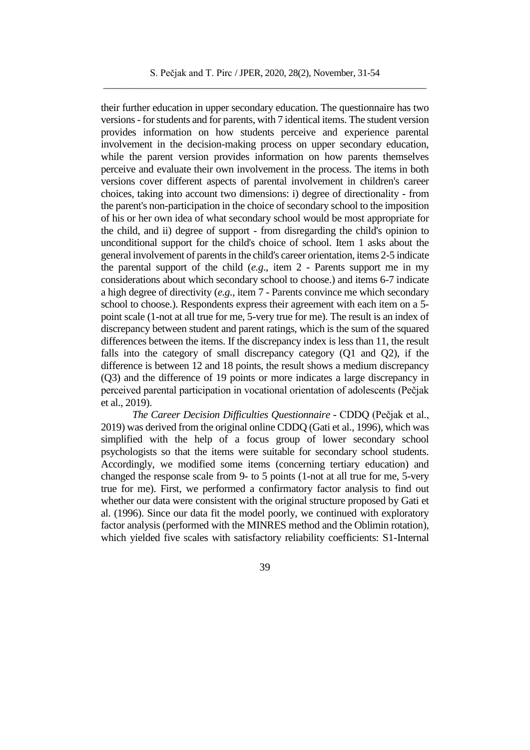their further education in upper secondary education. The questionnaire has two versions - for students and for parents, with 7 identical items. The student version provides information on how students perceive and experience parental involvement in the decision-making process on upper secondary education, while the parent version provides information on how parents themselves perceive and evaluate their own involvement in the process. The items in both versions cover different aspects of parental involvement in children's career choices, taking into account two dimensions: i) degree of directionality - from the parent's non-participation in the choice of secondary school to the imposition of his or her own idea of what secondary school would be most appropriate for the child, and ii) degree of support - from disregarding the child's opinion to unconditional support for the child's choice of school. Item 1 asks about the general involvement of parents in the child's career orientation, items 2-5 indicate the parental support of the child (*e.g*., item 2 - Parents support me in my considerations about which secondary school to choose.) and items 6-7 indicate a high degree of directivity (*e.g*., item 7 - Parents convince me which secondary school to choose.). Respondents express their agreement with each item on a 5-point scale (1-not at all true for me, 5-very true for me). The result is an index of discrepancy between student and parent ratings, which is the sum of the squared differences between the items. If the discrepancy index is less than 11, the result falls into the category of small discrepancy category (Q1 and Q2), if the difference is between 12 and 18 points, the result shows a medium discrepancy (Q3) and the difference of 19 points or more indicates a large discrepancy in perceived parental participation in vocational orientation of adolescents (Pečjak et al., 2019).

*The Career Decision Difficulties Questionnaire* - CDDQ (Pečjak et al., 2019) was derived from the original online CDDQ (Gati et al., 1996), which was simplified with the help of a focus group of lower secondary school psychologists so that the items were suitable for secondary school students. Accordingly, we modified some items (concerning tertiary education) and changed the response scale from 9- to 5 points (1-not at all true for me, 5-very true for me). First, we performed a confirmatory factor analysis to find out whether our data were consistent with the original structure proposed by Gati et al. (1996). Since our data fit the model poorly, we continued with exploratory factor analysis (performed with the MINRES method and the Oblimin rotation), which yielded five scales with satisfactory reliability coefficients: S1-Internal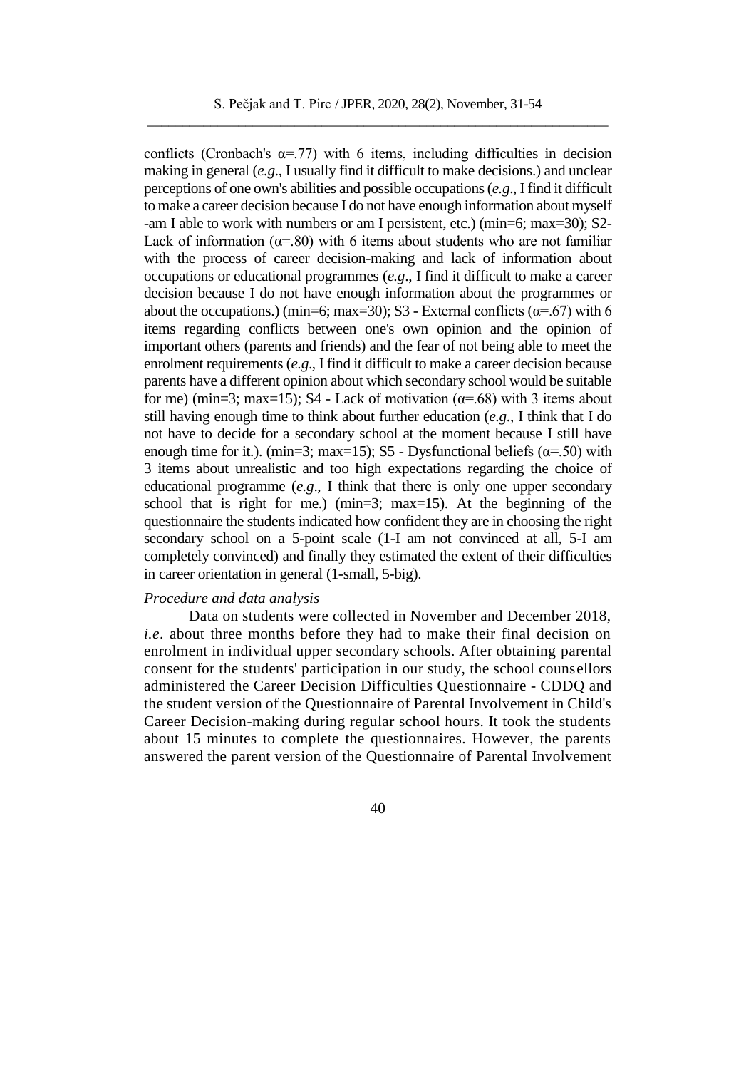conflicts (Cronbach's α=.77) with 6 items, including difficulties in decision making in general (*e.g*., I usually find it difficult to make decisions.) and unclear perceptions of one own's abilities and possible occupations (*e.g*., I find it difficult to make a career decision because I do not have enough information about myself -am I able to work with numbers or am I persistent, etc.) (min=6; max=30); S2- Lack of information (α=.80) with 6 items about students who are not familiar with the process of career decision-making and lack of information about occupations or educational programmes (*e.g*., I find it difficult to make a career decision because I do not have enough information about the programmes or about the occupations.) (min=6; max=30); S3 - External conflicts (α=.67) with 6 items regarding conflicts between one's own opinion and the opinion of important others (parents and friends) and the fear of not being able to meet the enrolment requirements (*e.g*., I find it difficult to make a career decision because parents have a different opinion about which secondary school would be suitable for me) (min=3; max=15); S4 - Lack of motivation (α=.68) with 3 items about still having enough time to think about further education (*e.g*., I think that I do not have to decide for a secondary school at the moment because I still have enough time for it.). (min=3; max=15); S5 - Dysfunctional beliefs (α=.50) with 3 items about unrealistic and too high expectations regarding the choice of educational programme (*e.g*., I think that there is only one upper secondary school that is right for me.) (min=3; max=15). At the beginning of the questionnaire the students indicated how confident they are in choosing the right secondary school on a 5-point scale (1-I am not convinced at all, 5-I am completely convinced) and finally they estimated the extent of their difficulties in career orientation in general (1-small, 5-big).

*Procedure and data analysis*

Data on students were collected in November and December 2018, *i.e*. about three months before they had to make their final decision on enrolment in individual upper secondary schools. After obtaining parental consent for the students' participation in our study, the school counsellors administered the Career Decision Difficulties Questionnaire - CDDQ and the student version of the Questionnaire of Parental Involvement in Child's Career Decision-making during regular school hours. It took the students about 15 minutes to complete the questionnaires. However, the parents answered the parent version of the Questionnaire of Parental Involvement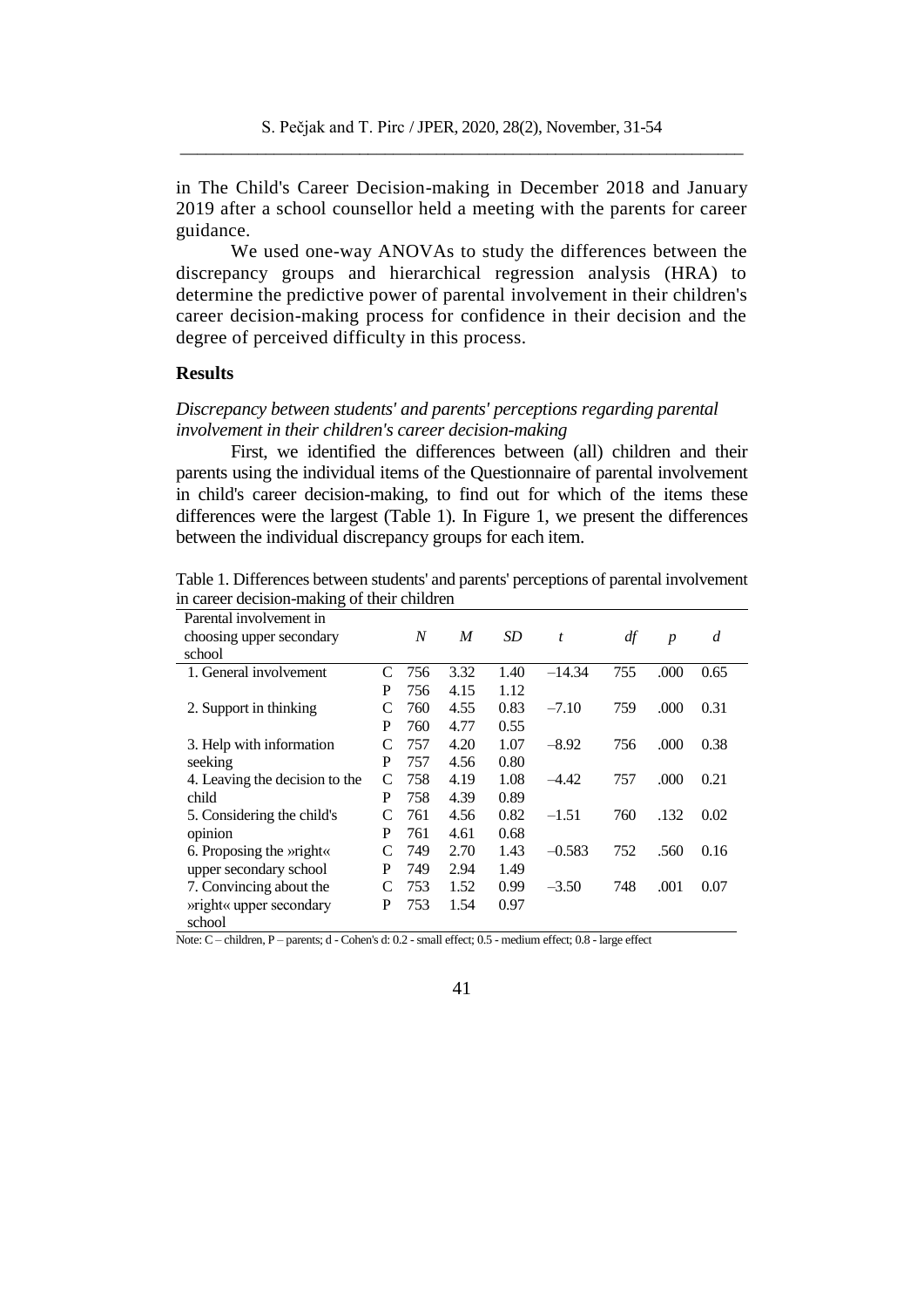in The Child's Career Decision-making in December 2018 and January 2019 after a school counsellor held a meeting with the parents for career guidance.

We used one-way ANOVAs to study the differences between the discrepancy groups and hierarchical regression analysis (HRA) to determine the predictive power of parental involvement in their children's career decision-making process for confidence in their decision and the degree of perceived difficulty in this process.

## Results

*Discrepancy between students' and parents' perceptions regarding parental involvement in their children's career decision-making*

First, we identified the differences between (all) children and their parents using the individual items of the Questionnaire of parental involvement in child's career decision-making, to find out for which of the items these differences were the largest (Table 1). In Figure 1, we present the differences between the individual discrepancy groups for each item.

Table 1. Differences between students' and parents' perceptions of parental involvement in career decision-making of their children

| Parental involvement in choosing upper secondary school | | *N* | *M* | *SD* | *t* | *df* | *p* | *d* |
|---|---|---|---|---|---|---|---|---|
| 1. General involvement | C | 756 | 3.32 | 1.40 | –14.34 | 755 | .000 | 0.65 |
| | P | 756 | 4.15 | 1.12 | | | | |
| 2. Support in thinking | C | 760 | 4.55 | 0.83 | –7.10 | 759 | .000 | 0.31 |
| | P | 760 | 4.77 | 0.55 | | | | |
| 3. Help with information seeking | C | 757 | 4.20 | 1.07 | –8.92 | 756 | .000 | 0.38 |
| | P | 757 | 4.56 | 0.80 | | | | |
| 4. Leaving the decision to the child | C | 758 | 4.19 | 1.08 | –4.42 | 757 | .000 | 0.21 |
| | P | 758 | 4.39 | 0.89 | | | | |
| 5. Considering the child's opinion | C | 761 | 4.56 | 0.82 | –1.51 | 760 | .132 | 0.02 |
| | P | 761 | 4.61 | 0.68 | | | | |
| 6. Proposing the »right« upper secondary school | C | 749 | 2.70 | 1.43 | –0.583 | 752 | .560 | 0.16 |
| | P | 749 | 2.94 | 1.49 | | | | |
| 7. Convincing about the »right« upper secondary school | C | 753 | 1.52 | 0.99 | –3.50 | 748 | .001 | 0.07 |
| | P | 753 | 1.54 | 0.97 | | | | |

Note: C – children, P – parents; d - Cohen's d: 0.2 - small effect; 0.5 - medium effect; 0.8 - large effect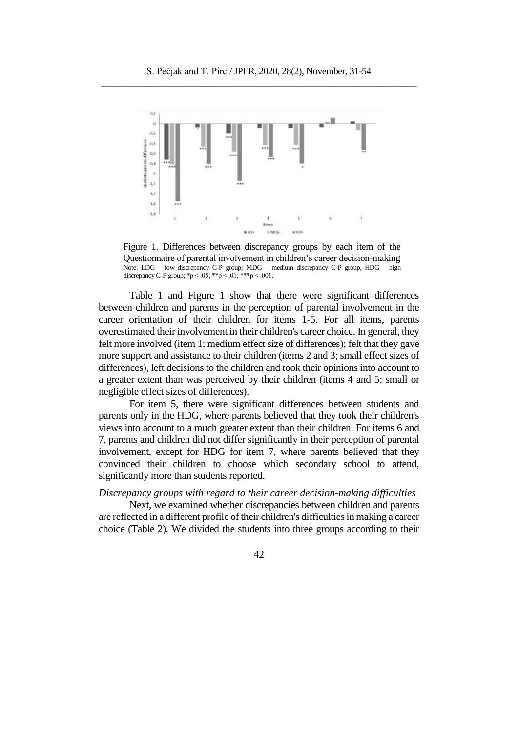Figure 1. Differences between discrepancy groups by each item of the Questionnaire of parental involvement in children's career decision-making
Note: LDG – low discrepancy C-P group; MDG – medium discrepancy C-P group, HDG – high discrepancy C-P group; $^{*}p < .05$; $^{**}p < .01$; $^{***}p < .001$.

Table 1 and Figure 1 show that there were significant differences between children and parents in the perception of parental involvement in the career orientation of their children for items 1-5. For all items, parents overestimated their involvement in their children's career choice. In general, they felt more involved (item 1; medium effect size of differences); felt that they gave more support and assistance to their children (items 2 and 3; small effect sizes of differences), left decisions to the children and took their opinions into account to a greater extent than was perceived by their children (items 4 and 5; small or negligible effect sizes of differences).

For item 5, there were significant differences between students and parents only in the HDG, where parents believed that they took their children's views into account to a much greater extent than their children. For items 6 and 7, parents and children did not differ significantly in their perception of parental involvement, except for HDG for item 7, where parents believed that they convinced their children to choose which secondary school to attend, significantly more than students reported.

*Discrepancy groups with regard to their career decision-making difficulties*

Next, we examined whether discrepancies between children and parents are reflected in a different profile of their children's difficulties in making a career choice (Table 2). We divided the students into three groups according to their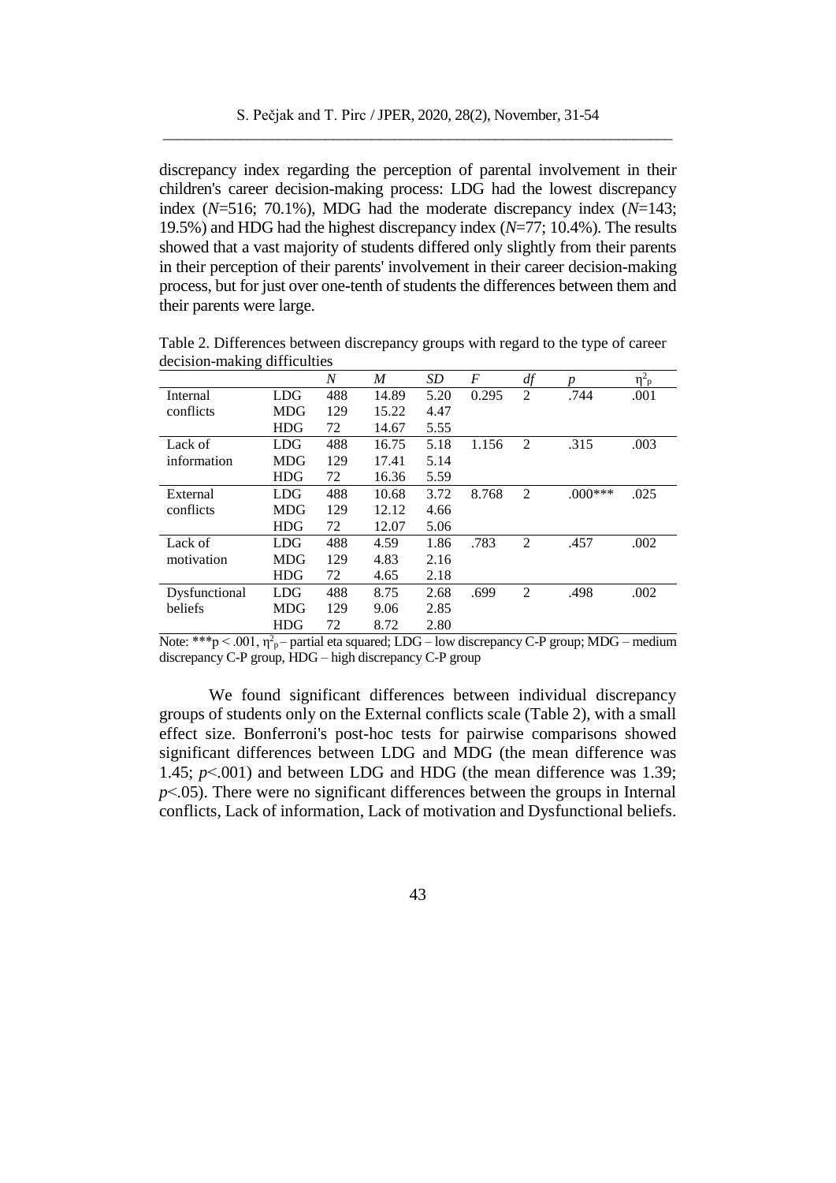discrepancy index regarding the perception of parental involvement in their children's career decision-making process: LDG had the lowest discrepancy index (*N*=516; 70.1%), MDG had the moderate discrepancy index (*N*=143; 19.5%) and HDG had the highest discrepancy index (*N*=77; 10.4%). The results showed that a vast majority of students differed only slightly from their parents in their perception of their parents' involvement in their career decision-making process, but for just over one-tenth of students the differences between them and their parents were large.

Table 2. Differences between discrepancy groups with regard to the type of career decision-making difficulties

| | | *N* | *M* | *SD* | *F* | *df* | *p* | $\eta^2_p$ |
|---|---|---|---|---|---|---|---|---|
| Internal conflicts | LDG | 488 | 14.89 | 5.20 | 0.295 | 2 | .744 | .001 |
| | MDG | 129 | 15.22 | 4.47 | | | | |
| | HDG | 72 | 14.67 | 5.55 | | | | |
| Lack of information | LDG | 488 | 16.75 | 5.18 | 1.156 | 2 | .315 | .003 |
| | MDG | 129 | 17.41 | 5.14 | | | | |
| | HDG | 72 | 16.36 | 5.59 | | | | |
| External conflicts | LDG | 488 | 10.68 | 3.72 | 8.768 | 2 | .000*** | .025 |
| | MDG | 129 | 12.12 | 4.66 | | | | |
| | HDG | 72 | 12.07 | 5.06 | | | | |
| Lack of motivation | LDG | 488 | 4.59 | 1.86 | .783 | 2 | .457 | .002 |
| | MDG | 129 | 4.83 | 2.16 | | | | |
| | HDG | 72 | 4.65 | 2.18 | | | | |
| Dysfunctional beliefs | LDG | 488 | 8.75 | 2.68 | .699 | 2 | .498 | .002 |
| | MDG | 129 | 9.06 | 2.85 | | | | |
| | HDG | 72 | 8.72 | 2.80 | | | | |

Note: ***$p < .001$, $\eta^2_p$ – partial eta squared; LDG – low discrepancy C-P group; MDG – medium discrepancy C-P group, HDG – high discrepancy C-P group

We found significant differences between individual discrepancy groups of students only on the External conflicts scale (Table 2), with a small effect size. Bonferroni's post-hoc tests for pairwise comparisons showed significant differences between LDG and MDG (the mean difference was 1.45; $p<.001$) and between LDG and HDG (the mean difference was 1.39; $p<.05$). There were no significant differences between the groups in Internal conflicts, Lack of information, Lack of motivation and Dysfunctional beliefs.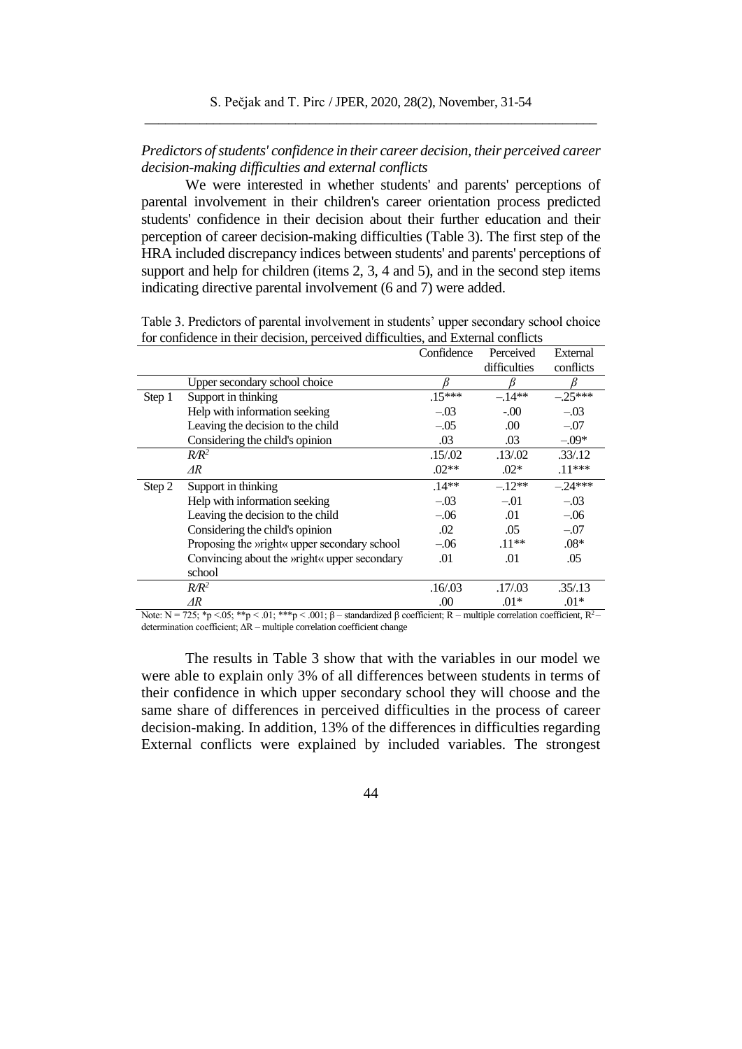*Predictors of students' confidence in their career decision, their perceived career decision-making difficulties and external conflicts*

We were interested in whether students' and parents' perceptions of parental involvement in their children's career orientation process predicted students' confidence in their decision about their further education and their perception of career decision-making difficulties (Table 3). The first step of the HRA included discrepancy indices between students' and parents' perceptions of support and help for children (items 2, 3, 4 and 5), and in the second step items indicating directive parental involvement (6 and 7) were added.

Table 3. Predictors of parental involvement in students' upper secondary school choice for confidence in their decision, perceived difficulties, and External conflicts

| | | Confidence | Perceived difficulties | External conflicts |
|---|---|---|---|---|
| | Upper secondary school choice | $\beta$ | $\beta$ | $\beta$ |
| Step 1 | Support in thinking | .15*** | –.14** | –.25*** |
| | Help with information seeking | –.03 | -.00 | –.03 |
| | Leaving the decision to the child | –.05 | .00 | –.07 |
| | Considering the child's opinion | .03 | .03 | –.09* |
| | $R/R^2$ | .15/.02 | .13/.02 | .33/.12 |
| | $\Delta R$ | .02** | .02* | .11*** |
| Step 2 | Support in thinking | .14** | –.12** | –.24*** |
| | Help with information seeking | –.03 | –.01 | –.03 |
| | Leaving the decision to the child | –.06 | .01 | –.06 |
| | Considering the child's opinion | .02 | .05 | –.07 |
| | Proposing the »right« upper secondary school | –.06 | .11** | .08* |
| | Convincing about the »right« upper secondary school | .01 | .01 | .05 |
| | $R/R^2$ | .16/.03 | .17/.03 | .35/.13 |
| | $\Delta R$ | .00 | .01* | .01* |

Note: N = 725; *p <.05; **p < .01; ***p < .001; β – standardized β coefficient; R – multiple correlation coefficient, $R^2$ – determination coefficient; ΔR – multiple correlation coefficient change

The results in Table 3 show that with the variables in our model we were able to explain only 3% of all differences between students in terms of their confidence in which upper secondary school they will choose and the same share of differences in perceived difficulties in the process of career decision-making. In addition, 13% of the differences in difficulties regarding External conflicts were explained by included variables. The strongest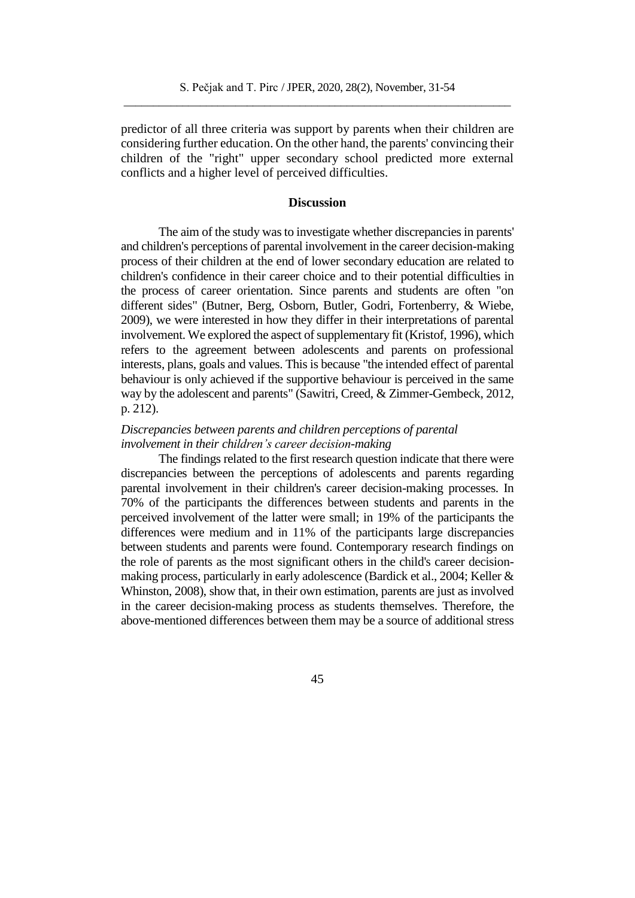predictor of all three criteria was support by parents when their children are considering further education. On the other hand, the parents' convincing their children of the "right" upper secondary school predicted more external conflicts and a higher level of perceived difficulties.

## Discussion

The aim of the study was to investigate whether discrepancies in parents' and children's perceptions of parental involvement in the career decision-making process of their children at the end of lower secondary education are related to children's confidence in their career choice and to their potential difficulties in the process of career orientation. Since parents and students are often "on different sides" (Butner, Berg, Osborn, Butler, Godri, Fortenberry, & Wiebe, 2009), we were interested in how they differ in their interpretations of parental involvement. We explored the aspect of supplementary fit (Kristof, 1996), which refers to the agreement between adolescents and parents on professional interests, plans, goals and values. This is because "the intended effect of parental behaviour is only achieved if the supportive behaviour is perceived in the same way by the adolescent and parents" (Sawitri, Creed, & Zimmer-Gembeck, 2012, p. 212).

### *Discrepancies between parents and children perceptions of parental involvement in their children's career decision-making*

The findings related to the first research question indicate that there were discrepancies between the perceptions of adolescents and parents regarding parental involvement in their children's career decision-making processes. In 70% of the participants the differences between students and parents in the perceived involvement of the latter were small; in 19% of the participants the differences were medium and in 11% of the participants large discrepancies between students and parents were found. Contemporary research findings on the role of parents as the most significant others in the child's career decision-making process, particularly in early adolescence (Bardick et al., 2004; Keller & Whinston, 2008), show that, in their own estimation, parents are just as involved in the career decision-making process as students themselves. Therefore, the above-mentioned differences between them may be a source of additional stress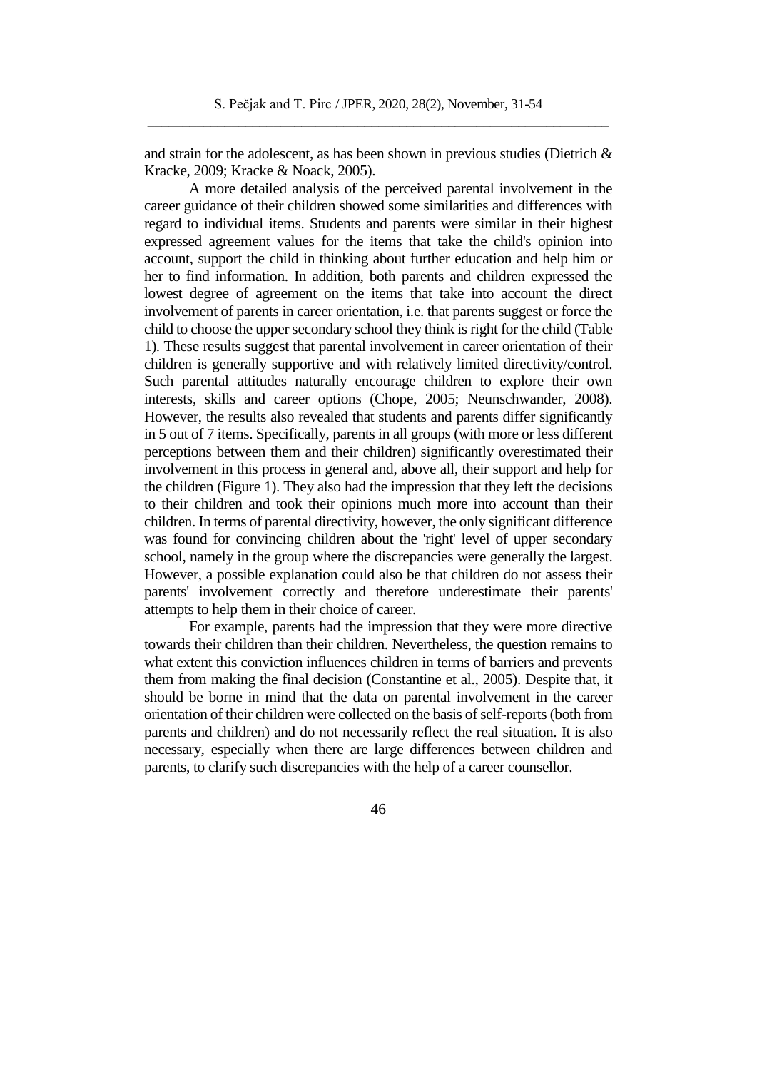and strain for the adolescent, as has been shown in previous studies (Dietrich & Kracke, 2009; Kracke & Noack, 2005).

A more detailed analysis of the perceived parental involvement in the career guidance of their children showed some similarities and differences with regard to individual items. Students and parents were similar in their highest expressed agreement values for the items that take the child's opinion into account, support the child in thinking about further education and help him or her to find information. In addition, both parents and children expressed the lowest degree of agreement on the items that take into account the direct involvement of parents in career orientation, i.e. that parents suggest or force the child to choose the upper secondary school they think is right for the child (Table 1). These results suggest that parental involvement in career orientation of their children is generally supportive and with relatively limited directivity/control. Such parental attitudes naturally encourage children to explore their own interests, skills and career options (Chope, 2005; Neunschwander, 2008). However, the results also revealed that students and parents differ significantly in 5 out of 7 items. Specifically, parents in all groups (with more or less different perceptions between them and their children) significantly overestimated their involvement in this process in general and, above all, their support and help for the children (Figure 1). They also had the impression that they left the decisions to their children and took their opinions much more into account than their children. In terms of parental directivity, however, the only significant difference was found for convincing children about the 'right' level of upper secondary school, namely in the group where the discrepancies were generally the largest. However, a possible explanation could also be that children do not assess their parents' involvement correctly and therefore underestimate their parents' attempts to help them in their choice of career.

For example, parents had the impression that they were more directive towards their children than their children. Nevertheless, the question remains to what extent this conviction influences children in terms of barriers and prevents them from making the final decision (Constantine et al., 2005). Despite that, it should be borne in mind that the data on parental involvement in the career orientation of their children were collected on the basis of self-reports (both from parents and children) and do not necessarily reflect the real situation. It is also necessary, especially when there are large differences between children and parents, to clarify such discrepancies with the help of a career counsellor.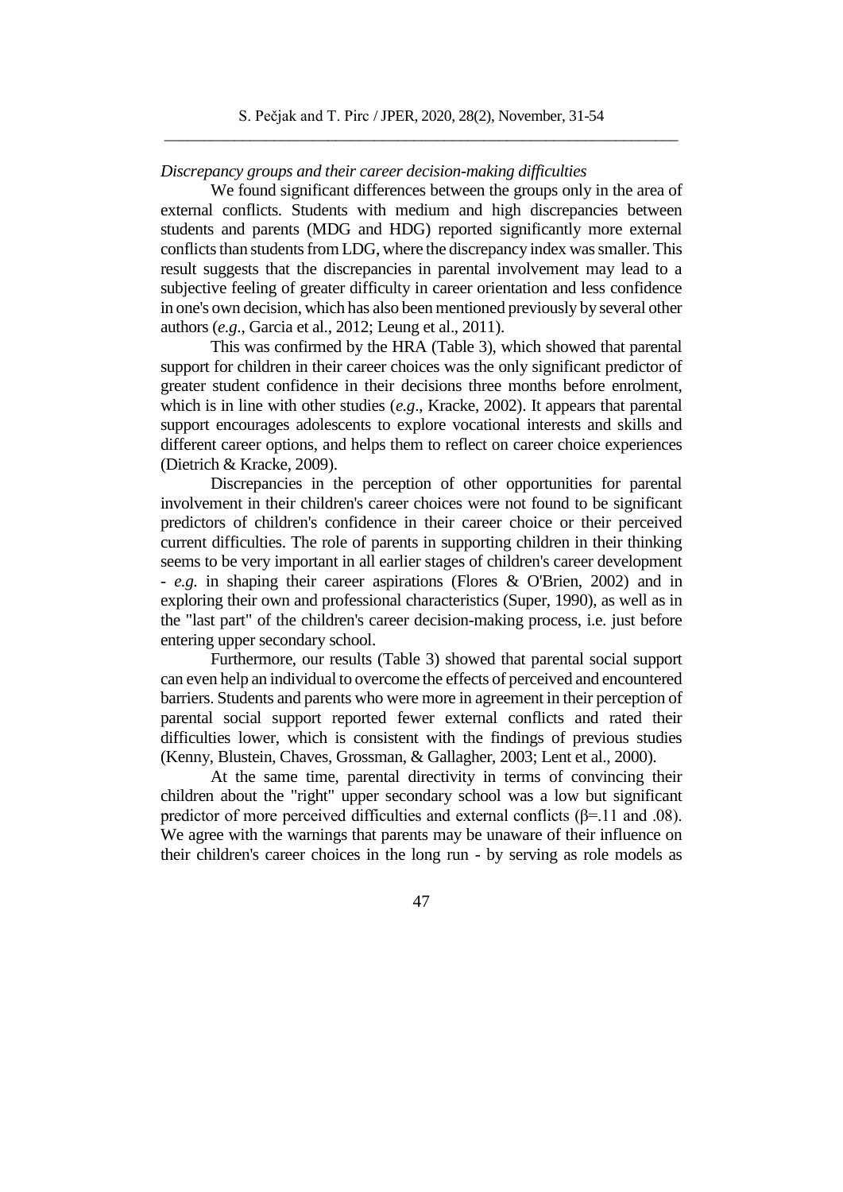*Discrepancy groups and their career decision-making difficulties*

We found significant differences between the groups only in the area of external conflicts. Students with medium and high discrepancies between students and parents (MDG and HDG) reported significantly more external conflicts than students from LDG, where the discrepancy index was smaller. This result suggests that the discrepancies in parental involvement may lead to a subjective feeling of greater difficulty in career orientation and less confidence in one's own decision, which has also been mentioned previously by several other authors (*e.g*., Garcia et al., 2012; Leung et al., 2011).

This was confirmed by the HRA (Table 3), which showed that parental support for children in their career choices was the only significant predictor of greater student confidence in their decisions three months before enrolment, which is in line with other studies (*e.g*., Kracke, 2002). It appears that parental support encourages adolescents to explore vocational interests and skills and different career options, and helps them to reflect on career choice experiences (Dietrich & Kracke, 2009).

Discrepancies in the perception of other opportunities for parental involvement in their children's career choices were not found to be significant predictors of children's confidence in their career choice or their perceived current difficulties. The role of parents in supporting children in their thinking seems to be very important in all earlier stages of children's career development - *e.g.* in shaping their career aspirations (Flores & O'Brien, 2002) and in exploring their own and professional characteristics (Super, 1990), as well as in the "last part" of the children's career decision-making process, i.e. just before entering upper secondary school.

Furthermore, our results (Table 3) showed that parental social support can even help an individual to overcome the effects of perceived and encountered barriers. Students and parents who were more in agreement in their perception of parental social support reported fewer external conflicts and rated their difficulties lower, which is consistent with the findings of previous studies (Kenny, Blustein, Chaves, Grossman, & Gallagher, 2003; Lent et al., 2000).

At the same time, parental directivity in terms of convincing their children about the "right" upper secondary school was a low but significant predictor of more perceived difficulties and external conflicts ($\beta$=.11 and .08). We agree with the warnings that parents may be unaware of their influence on their children's career choices in the long run - by serving as role models as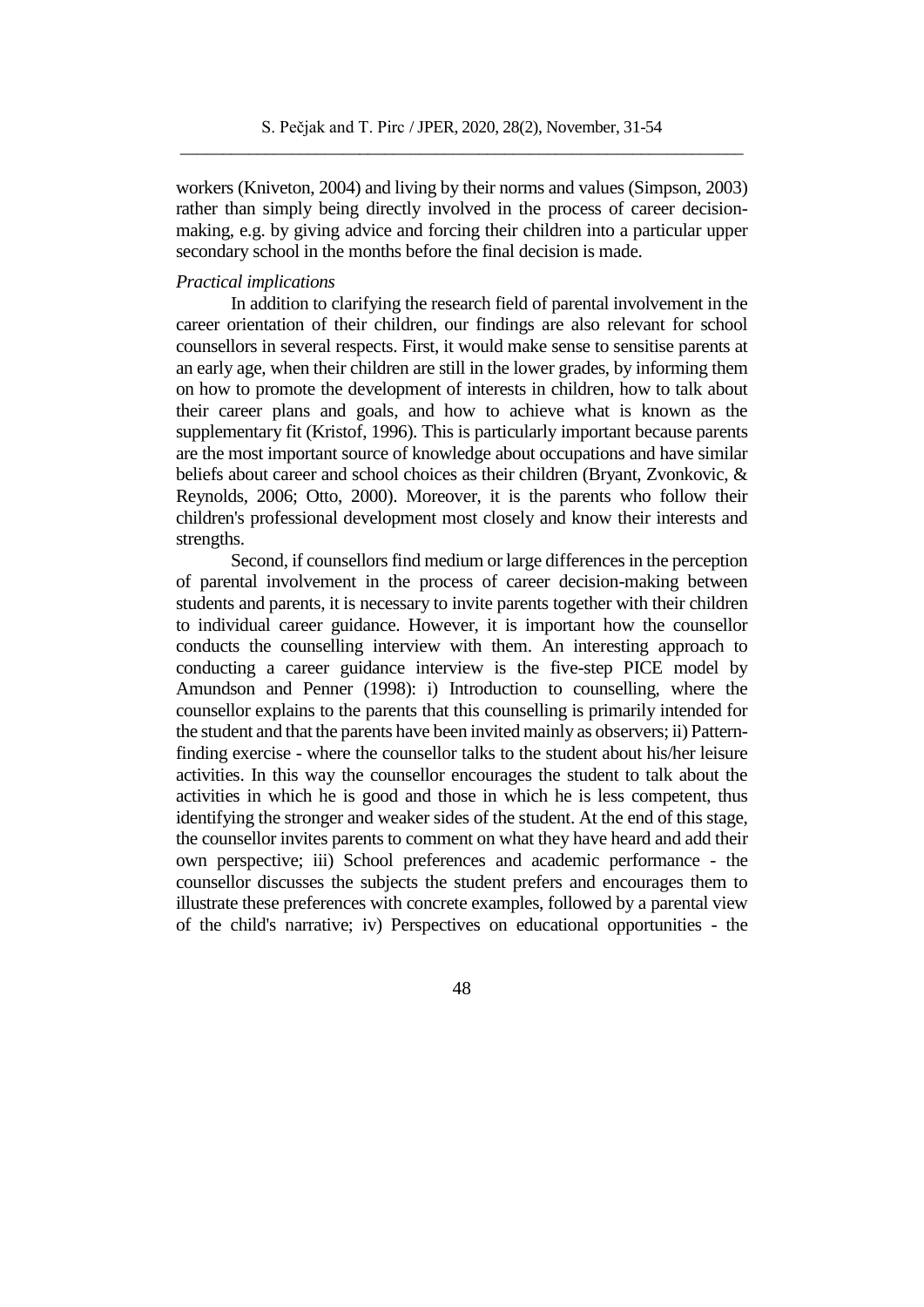workers (Kniveton, 2004) and living by their norms and values (Simpson, 2003) rather than simply being directly involved in the process of career decision-making, e.g. by giving advice and forcing their children into a particular upper secondary school in the months before the final decision is made.

*Practical implications*

In addition to clarifying the research field of parental involvement in the career orientation of their children, our findings are also relevant for school counsellors in several respects. First, it would make sense to sensitise parents at an early age, when their children are still in the lower grades, by informing them on how to promote the development of interests in children, how to talk about their career plans and goals, and how to achieve what is known as the supplementary fit (Kristof, 1996). This is particularly important because parents are the most important source of knowledge about occupations and have similar beliefs about career and school choices as their children (Bryant, Zvonkovic, & Reynolds, 2006; Otto, 2000). Moreover, it is the parents who follow their children's professional development most closely and know their interests and strengths.

Second, if counsellors find medium or large differences in the perception of parental involvement in the process of career decision-making between students and parents, it is necessary to invite parents together with their children to individual career guidance. However, it is important how the counsellor conducts the counselling interview with them. An interesting approach to conducting a career guidance interview is the five-step PICE model by Amundson and Penner (1998): i) Introduction to counselling, where the counsellor explains to the parents that this counselling is primarily intended for the student and that the parents have been invited mainly as observers; ii) Pattern-finding exercise - where the counsellor talks to the student about his/her leisure activities. In this way the counsellor encourages the student to talk about the activities in which he is good and those in which he is less competent, thus identifying the stronger and weaker sides of the student. At the end of this stage, the counsellor invites parents to comment on what they have heard and add their own perspective; iii) School preferences and academic performance - the counsellor discusses the subjects the student prefers and encourages them to illustrate these preferences with concrete examples, followed by a parental view of the child's narrative; iv) Perspectives on educational opportunities - the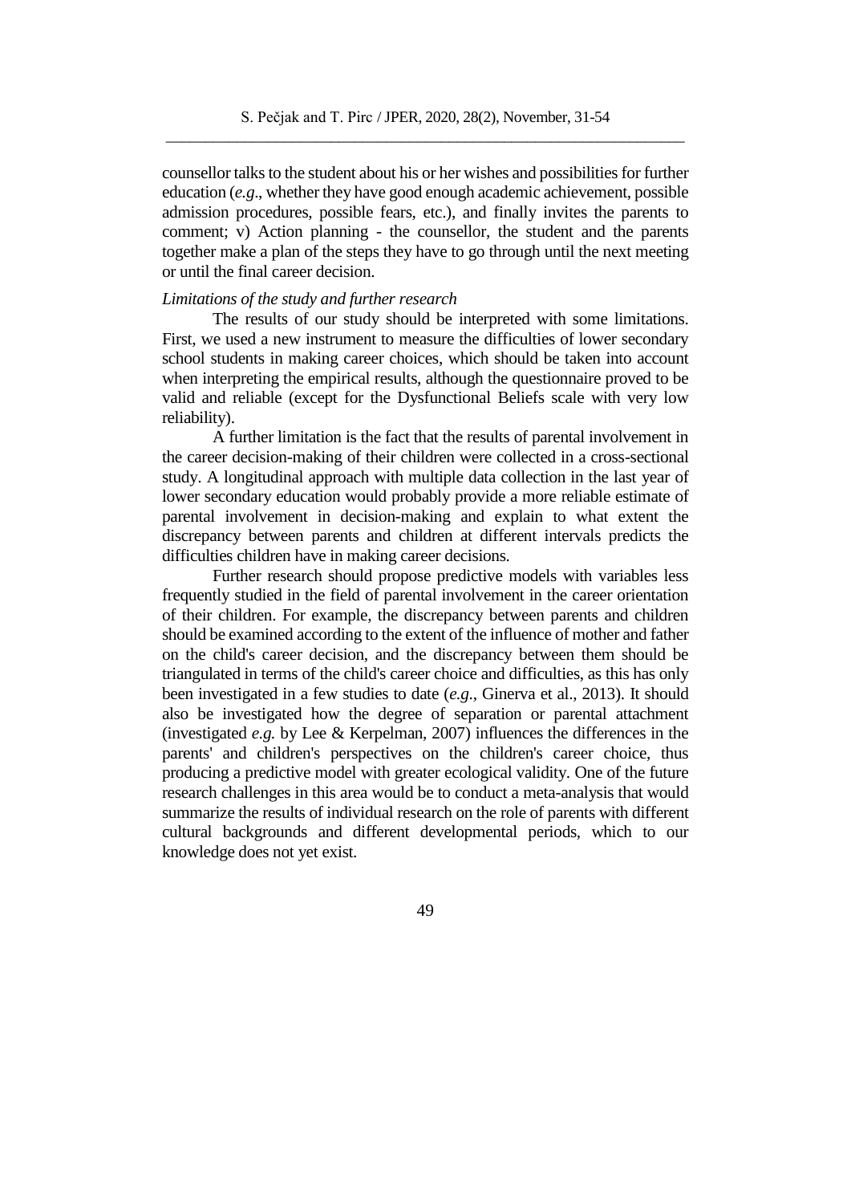counsellor talks to the student about his or her wishes and possibilities for further education (*e.g*., whether they have good enough academic achievement, possible admission procedures, possible fears, etc.), and finally invites the parents to comment; v) Action planning - the counsellor, the student and the parents together make a plan of the steps they have to go through until the next meeting or until the final career decision.

*Limitations of the study and further research*

The results of our study should be interpreted with some limitations. First, we used a new instrument to measure the difficulties of lower secondary school students in making career choices, which should be taken into account when interpreting the empirical results, although the questionnaire proved to be valid and reliable (except for the Dysfunctional Beliefs scale with very low reliability).

A further limitation is the fact that the results of parental involvement in the career decision-making of their children were collected in a cross-sectional study. A longitudinal approach with multiple data collection in the last year of lower secondary education would probably provide a more reliable estimate of parental involvement in decision-making and explain to what extent the discrepancy between parents and children at different intervals predicts the difficulties children have in making career decisions.

Further research should propose predictive models with variables less frequently studied in the field of parental involvement in the career orientation of their children. For example, the discrepancy between parents and children should be examined according to the extent of the influence of mother and father on the child's career decision, and the discrepancy between them should be triangulated in terms of the child's career choice and difficulties, as this has only been investigated in a few studies to date (*e.g*., Ginerva et al., 2013). It should also be investigated how the degree of separation or parental attachment (investigated *e.g.* by Lee & Kerpelman, 2007) influences the differences in the parents' and children's perspectives on the children's career choice, thus producing a predictive model with greater ecological validity. One of the future research challenges in this area would be to conduct a meta-analysis that would summarize the results of individual research on the role of parents with different cultural backgrounds and different developmental periods, which to our knowledge does not yet exist.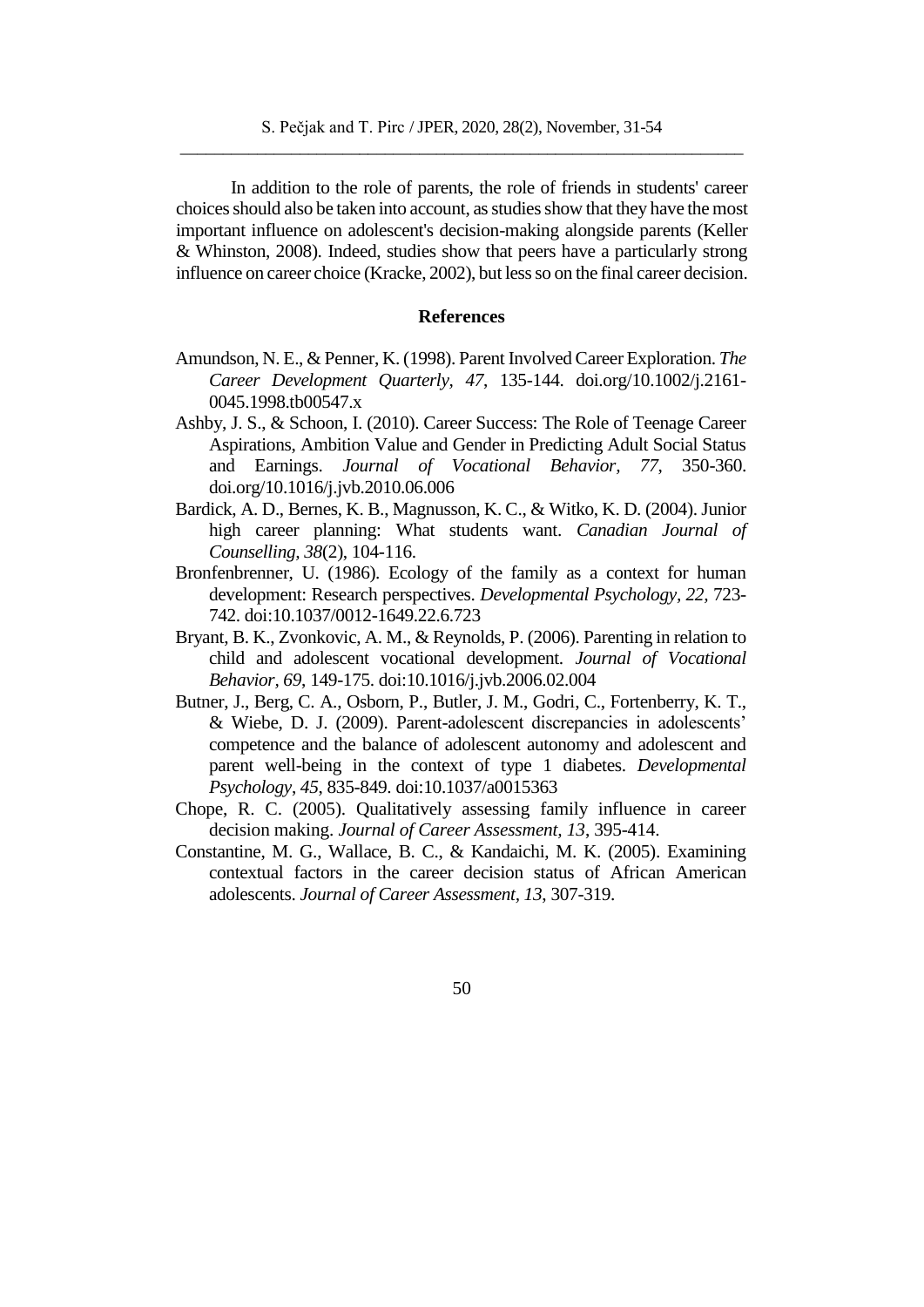In addition to the role of parents, the role of friends in students' career choices should also be taken into account, as studies show that they have the most important influence on adolescent's decision-making alongside parents (Keller & Whinston, 2008). Indeed, studies show that peers have a particularly strong influence on career choice (Kracke, 2002), but less so on the final career decision.

## References

Amundson, N. E., & Penner, K. (1998). Parent Involved Career Exploration. *The Career Development Quarterly*, *47*, 135-144. doi.org/10.1002/j.2161-0045.1998.tb00547.x

Ashby, J. S., & Schoon, I. (2010). Career Success: The Role of Teenage Career Aspirations, Ambition Value and Gender in Predicting Adult Social Status and Earnings. *Journal of Vocational Behavior*, *77*, 350-360. doi.org/10.1016/j.jvb.2010.06.006

Bardick, A. D., Bernes, K. B., Magnusson, K. C., & Witko, K. D. (2004). Junior high career planning: What students want. *Canadian Journal of Counselling, 38*(2), 104-116.

Bronfenbrenner, U. (1986). Ecology of the family as a context for human development: Research perspectives. *Developmental Psychology*, *22,* 723-742. doi:10.1037/0012-1649.22.6.723

Bryant, B. K., Zvonkovic, A. M., & Reynolds, P. (2006). Parenting in relation to child and adolescent vocational development. *Journal of Vocational Behavior, 69*, 149-175. doi:10.1016/j.jvb.2006.02.004

Butner, J., Berg, C. A., Osborn, P., Butler, J. M., Godri, C., Fortenberry, K. T., & Wiebe, D. J. (2009). Parent-adolescent discrepancies in adolescents' competence and the balance of adolescent autonomy and adolescent and parent well-being in the context of type 1 diabetes. *Developmental Psychology*, *45*, 835-849. doi:10.1037/a0015363

Chope, R. C. (2005). Qualitatively assessing family influence in career decision making. *Journal of Career Assessment, 13*, 395-414.

Constantine, M. G., Wallace, B. C., & Kandaichi, M. K. (2005). Examining contextual factors in the career decision status of African American adolescents. *Journal of Career Assessment, 13*, 307-319.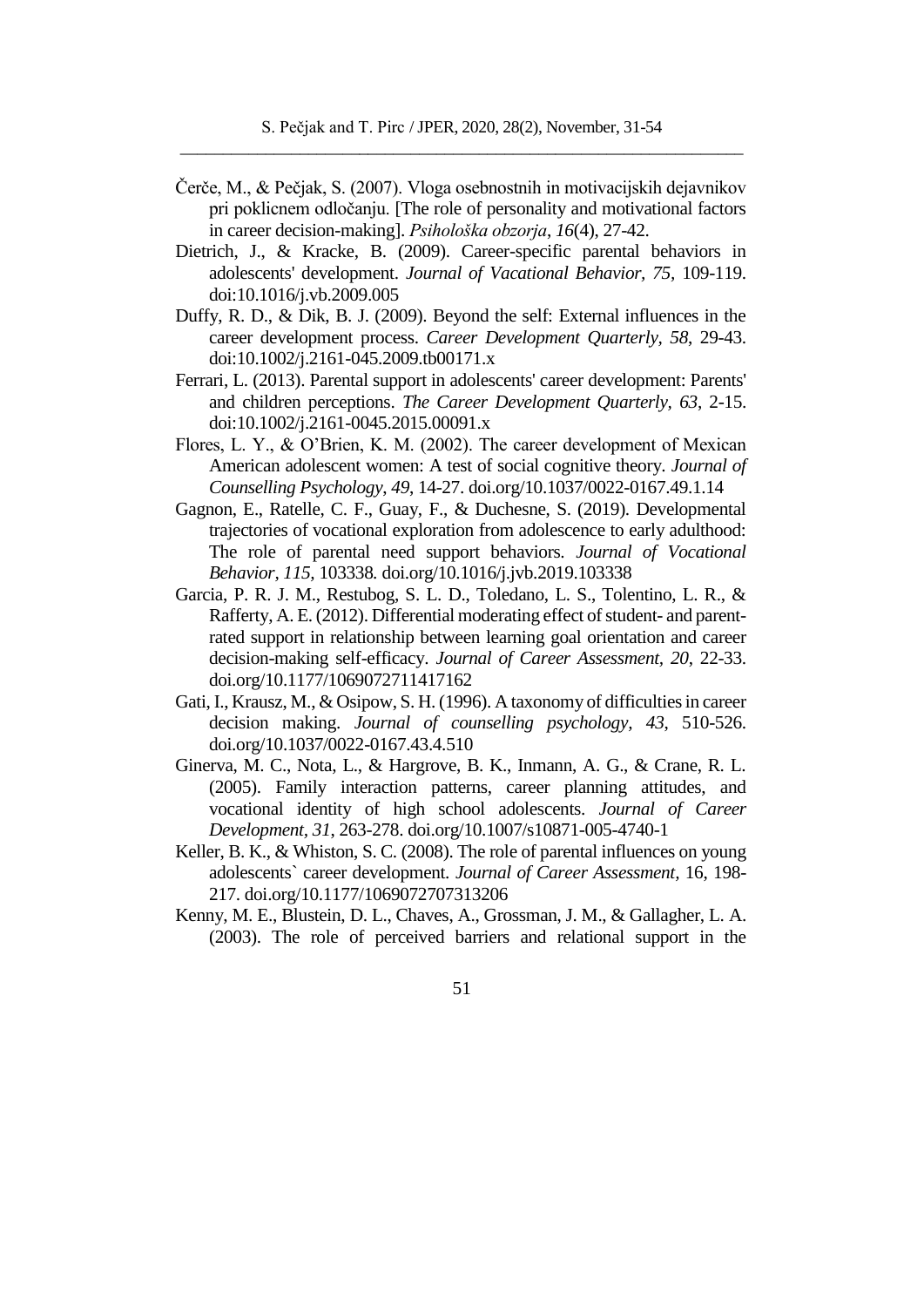Čerče, M., & Pečjak, S. (2007). Vloga osebnostnih in motivacijskih dejavnikov pri poklicnem odločanju. [The role of personality and motivational factors in career decision-making]. *Psihološka obzorja*, *16*(4), 27-42.

Dietrich, J., & Kracke, B. (2009). Career-specific parental behaviors in adolescents' development. *Journal of Vacational Behavior, 75*, 109-119. doi:10.1016/j.vb.2009.005

Duffy, R. D., & Dik, B. J. (2009). Beyond the self: External influences in the career development process. *Career Development Quarterly, 58*, 29-43. doi:10.1002/j.2161-045.2009.tb00171.x

Ferrari, L. (2013). Parental support in adolescents' career development: Parents' and children perceptions. *The Career Development Quarterly, 63*, 2-15. doi:10.1002/j.2161-0045.2015.00091.x

Flores, L. Y., & O'Brien, K. M. (2002). The career development of Mexican American adolescent women: A test of social cognitive theory. *Journal of Counselling Psychology*, *49*, 14-27. doi.org/10.1037/0022-0167.49.1.14

Gagnon, E., Ratelle, C. F., Guay, F., & Duchesne, S. (2019). Developmental trajectories of vocational exploration from adolescence to early adulthood: The role of parental need support behaviors. *Journal of Vocational Behavior, 115*, 103338. doi.org/10.1016/j.jvb.2019.103338

Garcia, P. R. J. M., Restubog, S. L. D., Toledano, L. S., Tolentino, L. R., & Rafferty, A. E. (2012). Differential moderating effect of student- and parent-rated support in relationship between learning goal orientation and career decision-making self-efficacy. *Journal of Career Assessment, 20*, 22-33. doi.org/10.1177/1069072711417162

Gati, I., Krausz, M., & Osipow, S. H. (1996). A taxonomy of difficulties in career decision making. *Journal of counselling psychology, 43*, 510-526. doi.org/10.1037/0022-0167.43.4.510

Ginerva, M. C., Nota, L., & Hargrove, B. K., Inmann, A. G., & Crane, R. L. (2005). Family interaction patterns, career planning attitudes, and vocational identity of high school adolescents. *Journal of Career Development, 31*, 263-278. doi.org/10.1007/s10871-005-4740-1

Keller, B. K., & Whiston, S. C. (2008). The role of parental influences on young adolescents` career development. *Journal of Career Assessment,* 16, 198-217. doi.org/10.1177/1069072707313206

Kenny, M. E., Blustein, D. L., Chaves, A., Grossman, J. M., & Gallagher, L. A. (2003). The role of perceived barriers and relational support in the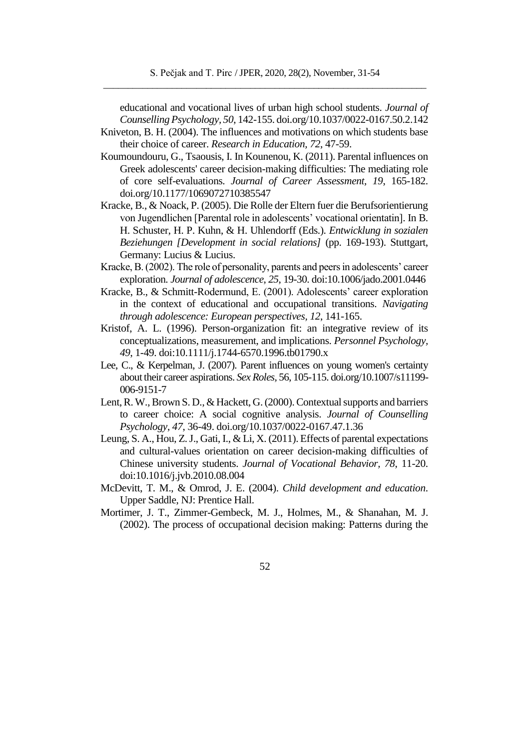educational and vocational lives of urban high school students. *Journal of Counselling Psychology, 50*, 142-155. doi.org/10.1037/0022-0167.50.2.142

Kniveton, B. H. (2004). The influences and motivations on which students base their choice of career. *Research in Education, 72*, 47-59.

Koumoundouru, G., Tsaousis, I. In Kounenou, K. (2011). Parental influences on Greek adolescents' career decision-making difficulties: The mediating role of core self-evaluations. *Journal of Career Assessment, 19*, 165-182. doi.org/10.1177/1069072710385547

Kracke, B., & Noack, P. (2005). Die Rolle der Eltern fuer die Berufsorientierung von Jugendlichen [Parental role in adolescents' vocational orientatin]. In B. H. Schuster, H. P. Kuhn, & H. Uhlendorff (Eds.). *Entwicklung in sozialen Beziehungen [Development in social relations]* (pp. 169-193). Stuttgart, Germany: Lucius & Lucius.

Kracke, B. (2002). The role of personality, parents and peers in adolescents' career exploration. *Journal of adolescence, 25*, 19-30. doi:10.1006/jado.2001.0446

Kracke, B., & Schmitt-Rodermund, E. (2001). Adolescents' career exploration in the context of educational and occupational transitions. *Navigating through adolescence: European perspectives, 12*, 141-165.

Kristof, A. L. (1996). Person-organization fit: an integrative review of its conceptualizations, measurement, and implications. *Personnel Psychology, 49*, 1-49. doi:10.1111/j.1744-6570.1996.tb01790.x

Lee, C., & Kerpelman, J. (2007). Parent influences on young women's certainty about their career aspirations. *Sex Roles*, 56, 105-115. doi.org/10.1007/s11199-006-9151-7

Lent, R. W., Brown S. D., & Hackett, G. (2000). Contextual supports and barriers to career choice: A social cognitive analysis. *Journal of Counselling Psychology, 47*, 36-49. doi.org/10.1037/0022-0167.47.1.36

Leung, S. A., Hou, Z. J., Gati, I., & Li, X. (2011). Effects of parental expectations and cultural-values orientation on career decision-making difficulties of Chinese university students. *Journal of Vocational Behavior, 78*, 11-20. doi:10.1016/j.jvb.2010.08.004

McDevitt, T. M., & Omrod, J. E. (2004). *Child development and education*. Upper Saddle, NJ: Prentice Hall.

Mortimer, J. T., Zimmer-Gembeck, M. J., Holmes, M., & Shanahan, M. J. (2002). The process of occupational decision making: Patterns during the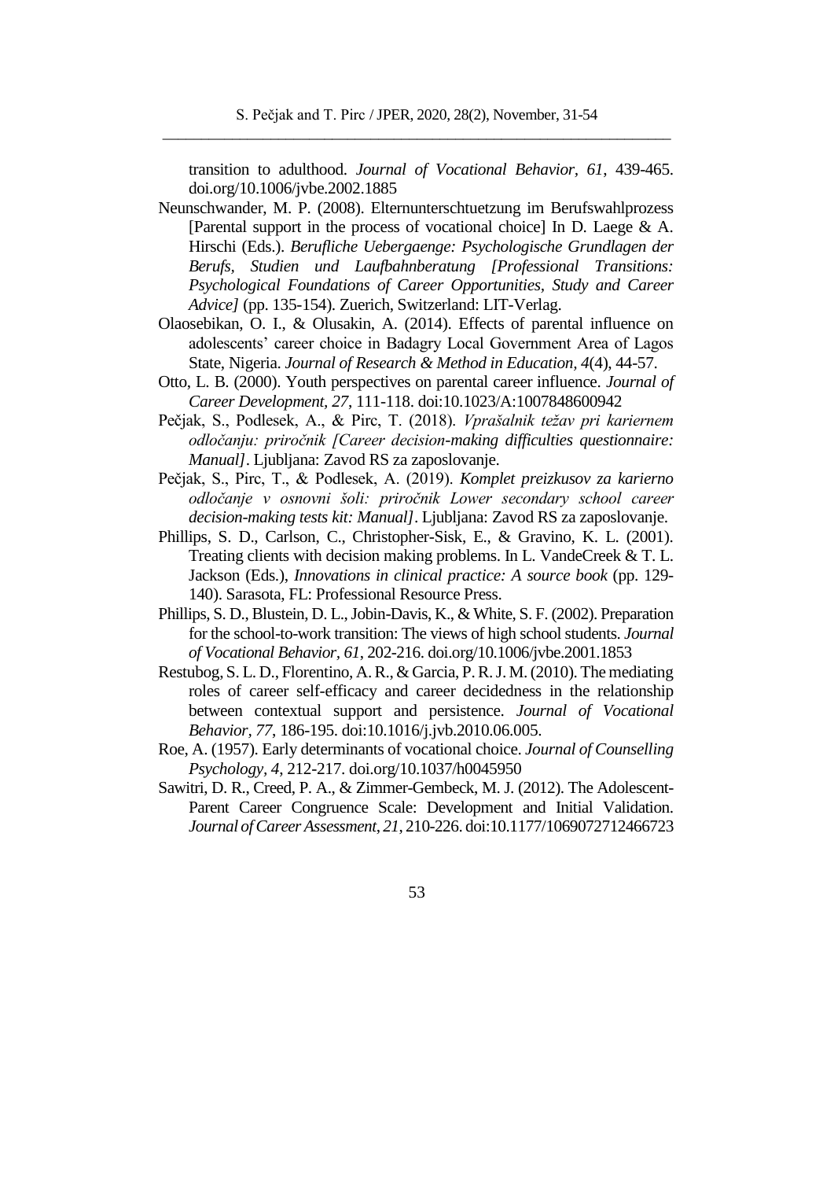transition to adulthood. *Journal of Vocational Behavior, 61*, 439-465. doi.org/10.1006/jvbe.2002.1885

Neunschwander, M. P. (2008). Elternunterschtuetzung im Berufswahlprozess [Parental support in the process of vocational choice] In D. Laege & A. Hirschi (Eds.). *Berufliche Uebergaenge: Psychologische Grundlagen der Berufs, Studien und Laufbahnberatung [Professional Transitions: Psychological Foundations of Career Opportunities, Study and Career Advice]* (pp. 135-154). Zuerich, Switzerland: LIT-Verlag.

Olaosebikan, O. I., & Olusakin, A. (2014). Effects of parental influence on adolescents' career choice in Badagry Local Government Area of Lagos State, Nigeria. *Journal of Research & Method in Education, 4*(4), 44-57.

Otto, L. B. (2000). Youth perspectives on parental career influence. *Journal of Career Development, 27*, 111-118. doi:10.1023/A:1007848600942

Pečjak, S., Podlesek, A., & Pirc, T. (2018). *Vprašalnik težav pri kariernem odločanju: priročnik [Career decision-making difficulties questionnaire: Manual]*. Ljubljana: Zavod RS za zaposlovanje.

Pečjak, S., Pirc, T., & Podlesek, A. (2019). *Komplet preizkusov za karierno odločanje v osnovni šoli: priročnik Lower secondary school career decision-making tests kit: Manual]*. Ljubljana: Zavod RS za zaposlovanje.

Phillips, S. D., Carlson, C., Christopher-Sisk, E., & Gravino, K. L. (2001). Treating clients with decision making problems. In L. VandeCreek & T. L. Jackson (Eds.), *Innovations in clinical practice: A source book* (pp. 129-140). Sarasota, FL: Professional Resource Press.

Phillips, S. D., Blustein, D. L., Jobin-Davis, K., & White, S. F. (2002). Preparation for the school-to-work transition: The views of high school students. *Journal of Vocational Behavior, 61*, 202-216. doi.org/10.1006/jvbe.2001.1853

Restubog, S. L. D., Florentino, A. R., & Garcia, P. R. J. M. (2010). The mediating roles of career self-efficacy and career decidedness in the relationship between contextual support and persistence. *Journal of Vocational Behavior, 77*, 186-195. doi:10.1016/j.jvb.2010.06.005.

Roe, A. (1957). Early determinants of vocational choice. *Journal of Counselling Psychology, 4*, 212-217. doi.org/10.1037/h0045950

Sawitri, D. R., Creed, P. A., & Zimmer-Gembeck, M. J. (2012). The Adolescent-Parent Career Congruence Scale: Development and Initial Validation. *Journal of Career Assessment, 21*, 210-226. doi:10.1177/1069072712466723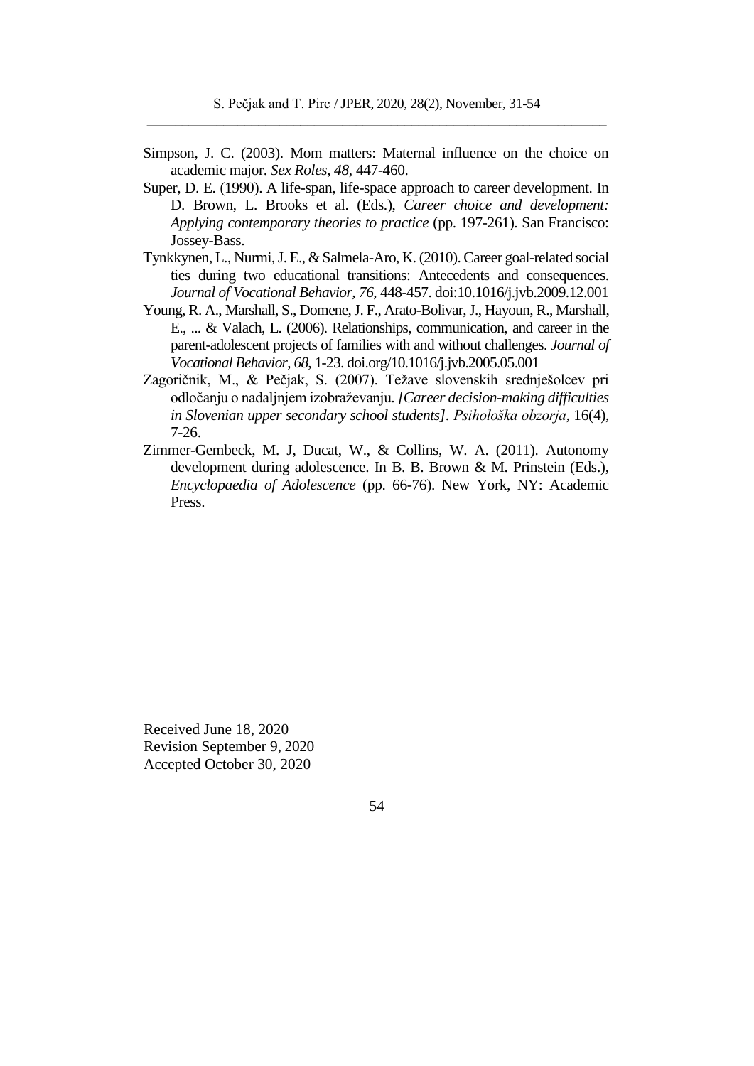Simpson, J. C. (2003). Mom matters: Maternal influence on the choice on academic major. *Sex Roles, 48*, 447-460.

Super, D. E. (1990). A life-span, life-space approach to career development. In D. Brown, L. Brooks et al. (Eds.), *Career choice and development: Applying contemporary theories to practice* (pp. 197-261). San Francisco: Jossey-Bass.

Tynkkynen, L., Nurmi, J. E., & Salmela-Aro, K. (2010). Career goal-related social ties during two educational transitions: Antecedents and consequences. *Journal of Vocational Behavior, 76*, 448-457. doi:10.1016/j.jvb.2009.12.001

Young, R. A., Marshall, S., Domene, J. F., Arato-Bolivar, J., Hayoun, R., Marshall, E., ... & Valach, L. (2006). Relationships, communication, and career in the parent-adolescent projects of families with and without challenges. *Journal of Vocational Behavior, 68*, 1-23. doi.org/10.1016/j.jvb.2005.05.001

Zagoričnik, M., & Pečjak, S. (2007). Težave slovenskih srednješolcev pri odločanju o nadaljnjem izobraževanju. *[Career decision-making difficulties in Slovenian upper secondary school students]*. *Psihološka obzorja*, 16(4), 7-26.

Zimmer-Gembeck, M. J, Ducat, W., & Collins, W. A. (2011). Autonomy development during adolescence. In B. B. Brown & M. Prinstein (Eds.), *Encyclopaedia of Adolescence* (pp. 66-76). New York, NY: Academic Press.

Received June 18, 2020
Revision September 9, 2020
Accepted October 30, 2020